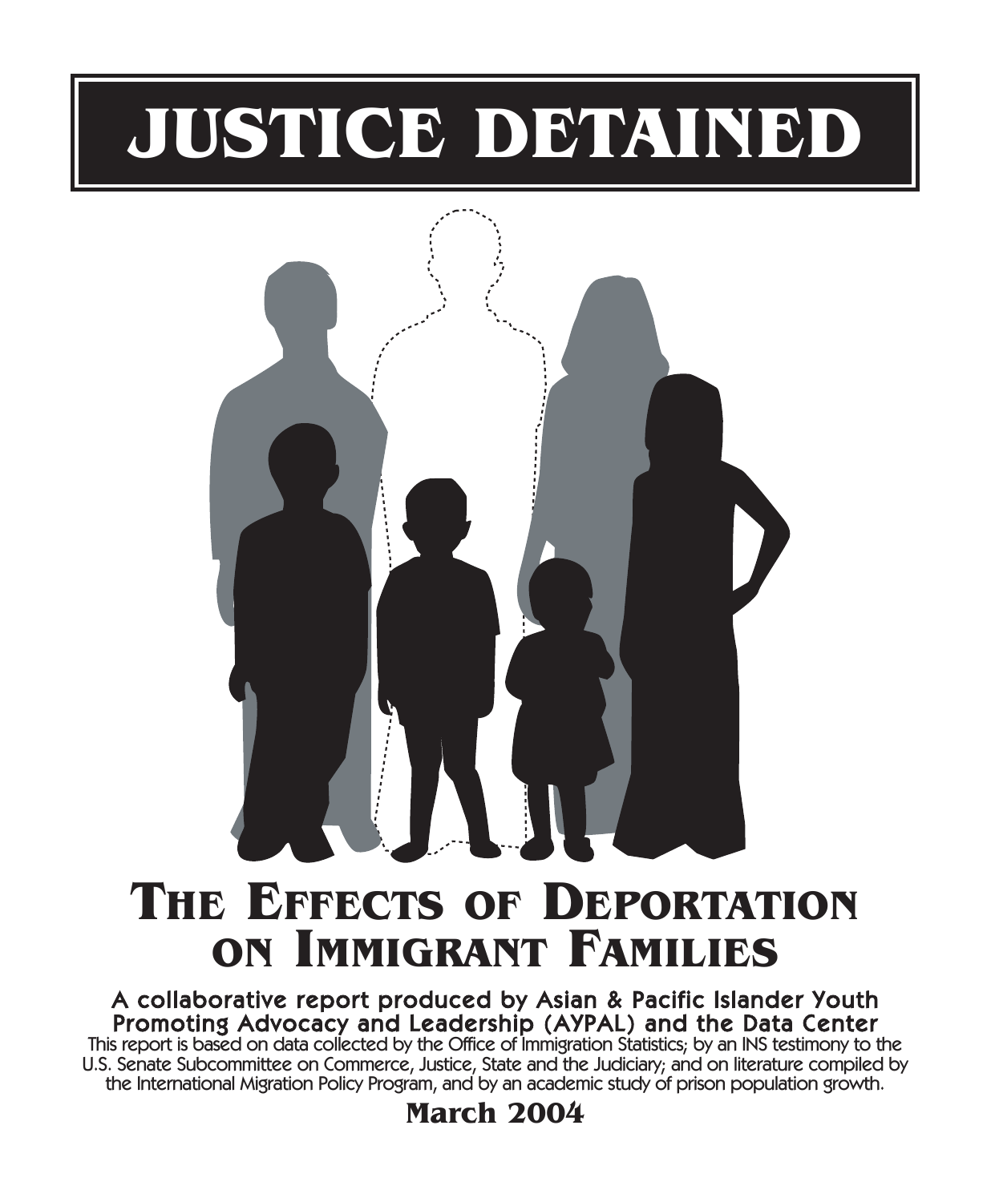# JUSTICE DETAINED

## THE EFFECTS OF DEPORTATION ON IMMIGRANT FAMILIES

**A collaborative report produced by Asian & Pacific Islander Youth Promoting Advocacy and Leadership (AYPAL) and the Data Center**

This report is based on data collected by the Office of Immigration Statistics; by an INS testimony to the U.S. Senate Subcommittee on Commerce, Justice, State and the Judiciary; and on literature compiled by the International Migration Policy Program, and by an academic study of prison population growth.

**March 2004**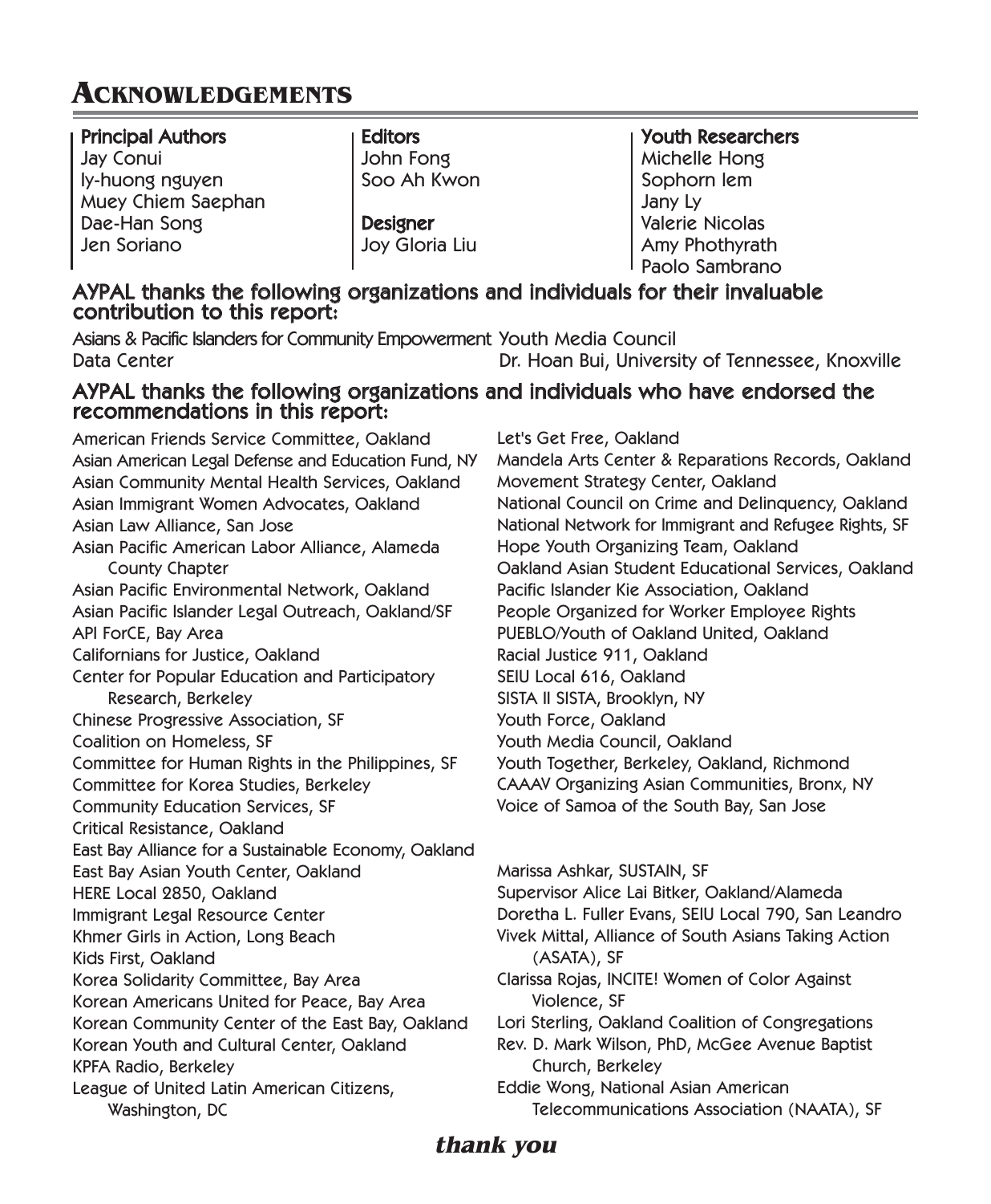# Acknowledgements

**Principal Authors**
Jay Conui
ly-huong nguyen
Muey Chiem Saephan
Dae-Han Song
Jen Soriano

**Editors**
John Fong
Soo Ah Kwon

**Designer**
Joy Gloria Liu

**Youth Researchers**
Michelle Hong
Sophorn Iem
Jany Ly
Valerie Nicolas
Amy Phothyrath
Paolo Sambrano

## AYPAL thanks the following organizations and individuals for their invaluable contribution to this report:

Asians & Pacific Islanders for Community Empowerment Data Center
Youth Media Council
Dr. Hoan Bui, University of Tennessee, Knoxville

## AYPAL thanks the following organizations and individuals who have endorsed the recommendations in this report:

American Friends Service Committee, Oakland
Asian American Legal Defense and Education Fund, NY
Asian Community Mental Health Services, Oakland
Asian Immigrant Women Advocates, Oakland
Asian Law Alliance, San Jose
Asian Pacific American Labor Alliance, Alameda County Chapter
Asian Pacific Environmental Network, Oakland
Asian Pacific Islander Legal Outreach, Oakland/SF
API ForCE, Bay Area
Californians for Justice, Oakland
Center for Popular Education and Participatory Research, Berkeley
Chinese Progressive Association, SF
Coalition on Homeless, SF
Committee for Human Rights in the Philippines, SF
Committee for Korea Studies, Berkeley
Community Education Services, SF
Critical Resistance, Oakland
East Bay Alliance for a Sustainable Economy, Oakland
East Bay Asian Youth Center, Oakland
HERE Local 2850, Oakland
Immigrant Legal Resource Center
Khmer Girls in Action, Long Beach
Kids First, Oakland
Korea Solidarity Committee, Bay Area
Korean Americans United for Peace, Bay Area
Korean Community Center of the East Bay, Oakland
Korean Youth and Cultural Center, Oakland
KPFA Radio, Berkeley
League of United Latin American Citizens, Washington, DC
Let's Get Free, Oakland
Mandela Arts Center & Reparations Records, Oakland
Movement Strategy Center, Oakland
National Council on Crime and Delinquency, Oakland
National Network for Immigrant and Refugee Rights, SF
Hope Youth Organizing Team, Oakland
Oakland Asian Student Educational Services, Oakland
Pacific Islander Kie Association, Oakland
People Organized for Worker Employee Rights
PUEBLO/Youth of Oakland United, Oakland
Racial Justice 911, Oakland
SEIU Local 616, Oakland
SISTA II SISTA, Brooklyn, NY
Youth Force, Oakland
Youth Media Council, Oakland
Youth Together, Berkeley, Oakland, Richmond
CAAAV Organizing Asian Communities, Bronx, NY
Voice of Samoa of the South Bay, San Jose

Marissa Ashkar, SUSTAIN, SF
Supervisor Alice Lai Bitker, Oakland/Alameda
Doretha L. Fuller Evans, SEIU Local 790, San Leandro
Vivek Mittal, Alliance of South Asians Taking Action (ASATA), SF
Clarissa Rojas, INCITE! Women of Color Against Violence, SF
Lori Sterling, Oakland Coalition of Congregations
Rev. D. Mark Wilson, PhD, McGee Avenue Baptist Church, Berkeley
Eddie Wong, National Asian American Telecommunications Association (NAATA), SF

***thank you***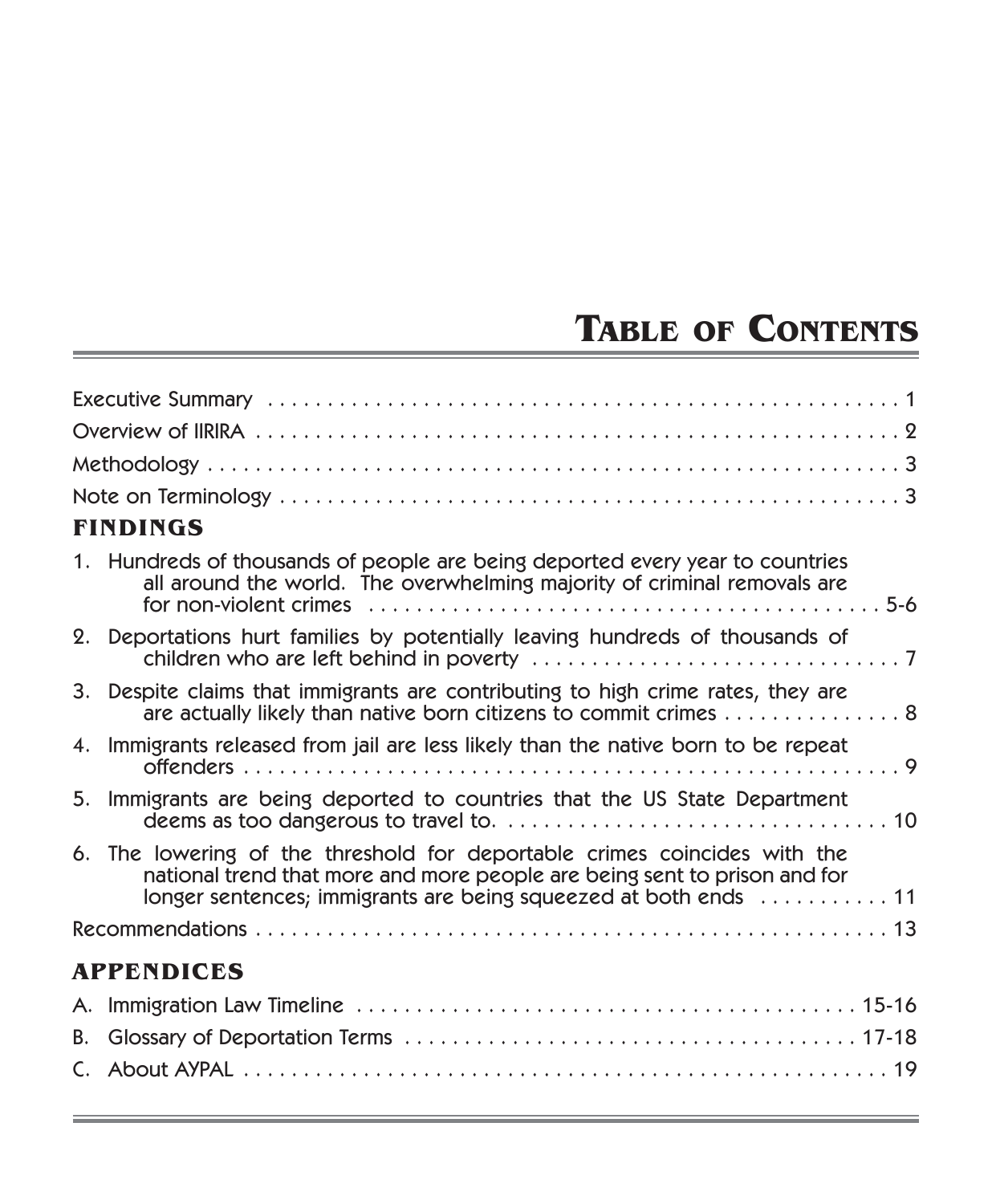# Table of Contents

Executive Summary . . . . . . . . . . . . . . . . . . . . . . . . . . . . . . . . . . . . . . . . . . . . . . . . . . . . . . . 1

Overview of IIRIRA . . . . . . . . . . . . . . . . . . . . . . . . . . . . . . . . . . . . . . . . . . . . . . . . . . . . . . . 2

Methodology . . . . . . . . . . . . . . . . . . . . . . . . . . . . . . . . . . . . . . . . . . . . . . . . . . . . . . . . . . . 3

Note on Terminology . . . . . . . . . . . . . . . . . . . . . . . . . . . . . . . . . . . . . . . . . . . . . . . . . . . . . . 3

## FINDINGS

1. Hundreds of thousands of people are being deported every year to countries all around the world. The overwhelming majority of criminal removals are for non-violent crimes . . . . . . . . . . . . . . . . . . . . . . . . . . . . . . . . . . . . . . . . . . . . 5-6
2. Deportations hurt families by potentially leaving hundreds of thousands of children who are left behind in poverty . . . . . . . . . . . . . . . . . . . . . . . . . . . . . . . 7
3. Despite claims that immigrants are contributing to high crime rates, they are are actually likely than native born citizens to commit crimes . . . . . . . . . . . . . . . . 8
4. Immigrants released from jail are less likely than the native born to be repeat offenders . . . . . . . . . . . . . . . . . . . . . . . . . . . . . . . . . . . . . . . . . . . . . . . . . . . . . 9
5. Immigrants are being deported to countries that the US State Department deems as too dangerous to travel to. . . . . . . . . . . . . . . . . . . . . . . . . . . . . . . . . . 10
6. The lowering of the threshold for deportable crimes coincides with the national trend that more and more people are being sent to prison and for longer sentences; immigrants are being squeezed at both ends . . . . . . . . . . . 11

Recommendations . . . . . . . . . . . . . . . . . . . . . . . . . . . . . . . . . . . . . . . . . . . . . . . . . . . . . . . 13

## APPENDICES

A. Immigration Law Timeline . . . . . . . . . . . . . . . . . . . . . . . . . . . . . . . . . . . . . . . . . . . . 15-16

B. Glossary of Deportation Terms . . . . . . . . . . . . . . . . . . . . . . . . . . . . . . . . . . . . . . . . 17-18

C. About AYPAL . . . . . . . . . . . . . . . . . . . . . . . . . . . . . . . . . . . . . . . . . . . . . . . . . . . . . . . 19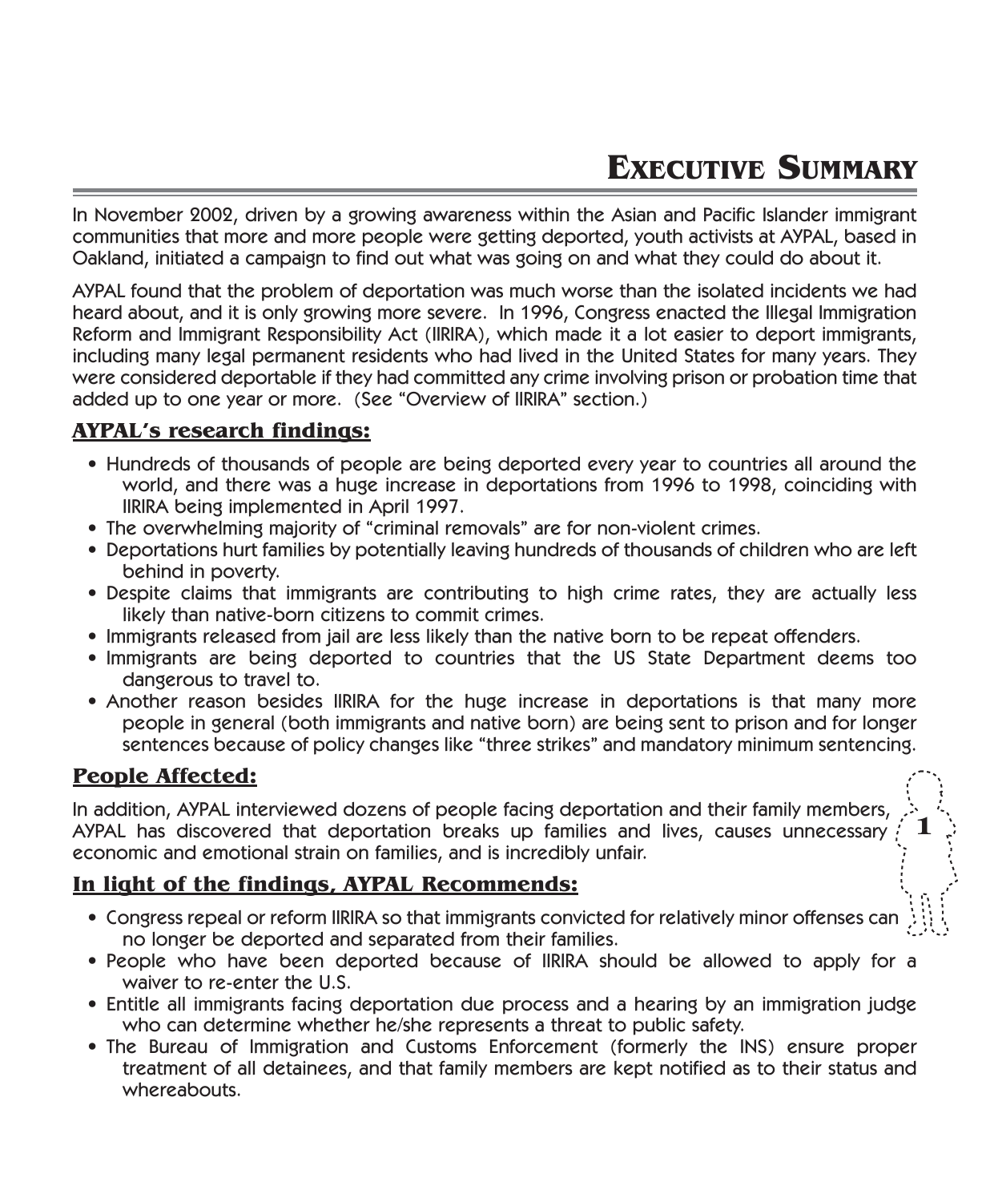# Executive Summary

In November 2002, driven by a growing awareness within the Asian and Pacific Islander immigrant communities that more and more people were getting deported, youth activists at AYPAL, based in Oakland, initiated a campaign to find out what was going on and what they could do about it.

AYPAL found that the problem of deportation was much worse than the isolated incidents we had heard about, and it is only growing more severe. In 1996, Congress enacted the Illegal Immigration Reform and Immigrant Responsibility Act (IIRIRA), which made it a lot easier to deport immigrants, including many legal permanent residents who had lived in the United States for many years. They were considered deportable if they had committed any crime involving prison or probation time that added up to one year or more. (See "Overview of IIRIRA" section.)

## AYPAL's research findings:

- Hundreds of thousands of people are being deported every year to countries all around the world, and there was a huge increase in deportations from 1996 to 1998, coinciding with IIRIRA being implemented in April 1997.
- The overwhelming majority of "criminal removals" are for non-violent crimes.
- Deportations hurt families by potentially leaving hundreds of thousands of children who are left behind in poverty.
- Despite claims that immigrants are contributing to high crime rates, they are actually less likely than native-born citizens to commit crimes.
- Immigrants released from jail are less likely than the native born to be repeat offenders.
- Immigrants are being deported to countries that the US State Department deems too dangerous to travel to.
- Another reason besides IIRIRA for the huge increase in deportations is that many more people in general (both immigrants and native born) are being sent to prison and for longer sentences because of policy changes like "three strikes" and mandatory minimum sentencing.

## People Affected:

In addition, AYPAL interviewed dozens of people facing deportation and their family members, AYPAL has discovered that deportation breaks up families and lives, causes unnecessary economic and emotional strain on families, and is incredibly unfair.

## In light of the findings, AYPAL Recommends:

- Congress repeal or reform IIRIRA so that immigrants convicted for relatively minor offenses can no longer be deported and separated from their families.
- People who have been deported because of IIRIRA should be allowed to apply for a waiver to re-enter the U.S.
- Entitle all immigrants facing deportation due process and a hearing by an immigration judge who can determine whether he/she represents a threat to public safety.
- The Bureau of Immigration and Customs Enforcement (formerly the INS) ensure proper treatment of all detainees, and that family members are kept notified as to their status and whereabouts.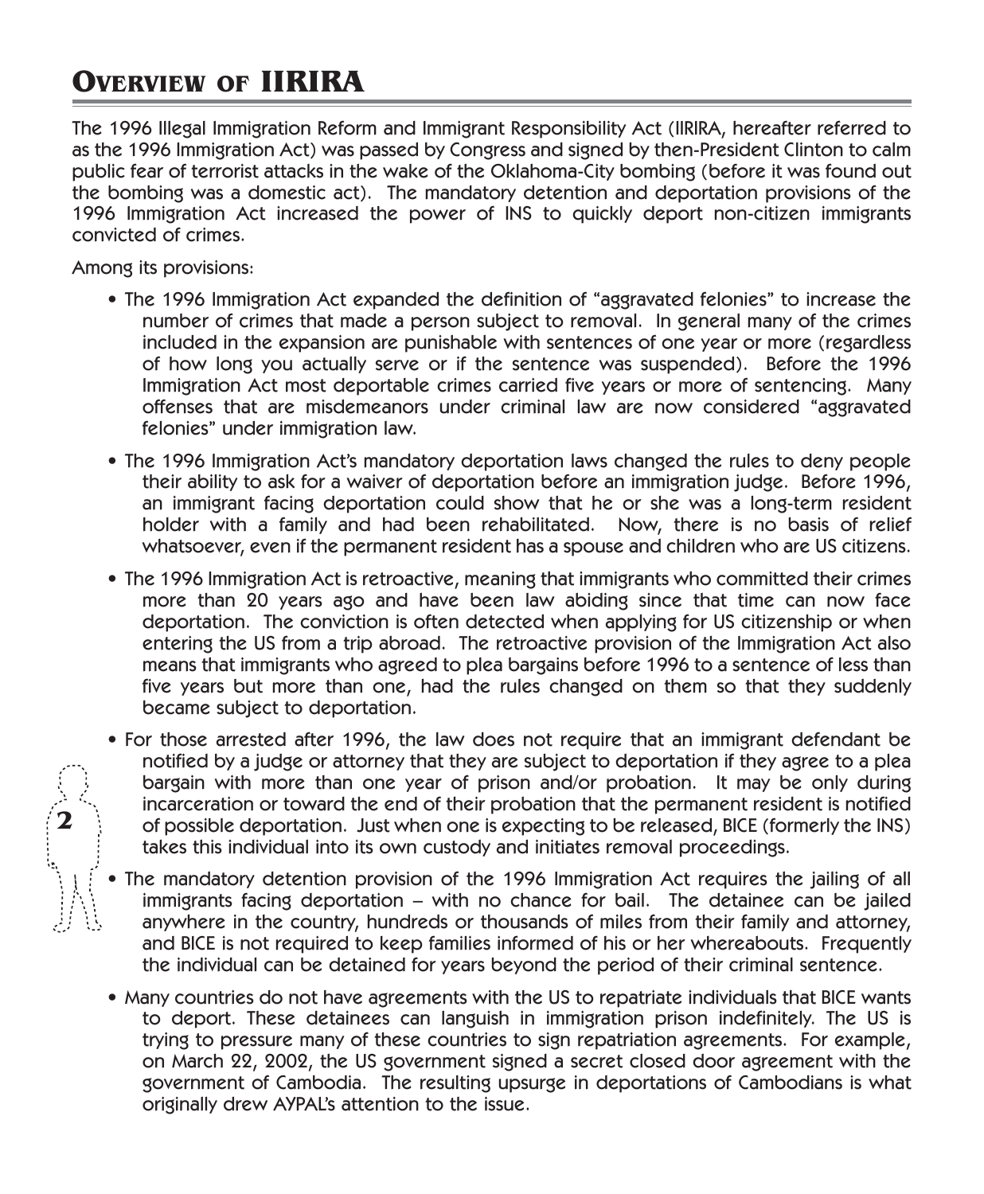# Overview of IIRIRA

The 1996 Illegal Immigration Reform and Immigrant Responsibility Act (IIRIRA, hereafter referred to as the 1996 Immigration Act) was passed by Congress and signed by then-President Clinton to calm public fear of terrorist attacks in the wake of the Oklahoma-City bombing (before it was found out the bombing was a domestic act). The mandatory detention and deportation provisions of the 1996 Immigration Act increased the power of INS to quickly deport non-citizen immigrants convicted of crimes.

Among its provisions:

- The 1996 Immigration Act expanded the definition of "aggravated felonies" to increase the number of crimes that made a person subject to removal. In general many of the crimes included in the expansion are punishable with sentences of one year or more (regardless of how long you actually serve or if the sentence was suspended). Before the 1996 Immigration Act most deportable crimes carried five years or more of sentencing. Many offenses that are misdemeanors under criminal law are now considered "aggravated felonies" under immigration law.
- The 1996 Immigration Act's mandatory deportation laws changed the rules to deny people their ability to ask for a waiver of deportation before an immigration judge. Before 1996, an immigrant facing deportation could show that he or she was a long-term resident holder with a family and had been rehabilitated. Now, there is no basis of relief whatsoever, even if the permanent resident has a spouse and children who are US citizens.
- The 1996 Immigration Act is retroactive, meaning that immigrants who committed their crimes more than 20 years ago and have been law abiding since that time can now face deportation. The conviction is often detected when applying for US citizenship or when entering the US from a trip abroad. The retroactive provision of the Immigration Act also means that immigrants who agreed to plea bargains before 1996 to a sentence of less than five years but more than one, had the rules changed on them so that they suddenly became subject to deportation.
- For those arrested after 1996, the law does not require that an immigrant defendant be notified by a judge or attorney that they are subject to deportation if they agree to a plea bargain with more than one year of prison and/or probation. It may be only during incarceration or toward the end of their probation that the permanent resident is notified of possible deportation. Just when one is expecting to be released, BICE (formerly the INS) takes this individual into its own custody and initiates removal proceedings.
- The mandatory detention provision of the 1996 Immigration Act requires the jailing of all immigrants facing deportation – with no chance for bail. The detainee can be jailed anywhere in the country, hundreds or thousands of miles from their family and attorney, and BICE is not required to keep families informed of his or her whereabouts. Frequently the individual can be detained for years beyond the period of their criminal sentence.
- Many countries do not have agreements with the US to repatriate individuals that BICE wants to deport. These detainees can languish in immigration prison indefinitely. The US is trying to pressure many of these countries to sign repatriation agreements. For example, on March 22, 2002, the US government signed a secret closed door agreement with the government of Cambodia. The resulting upsurge in deportations of Cambodians is what originally drew AYPAL's attention to the issue.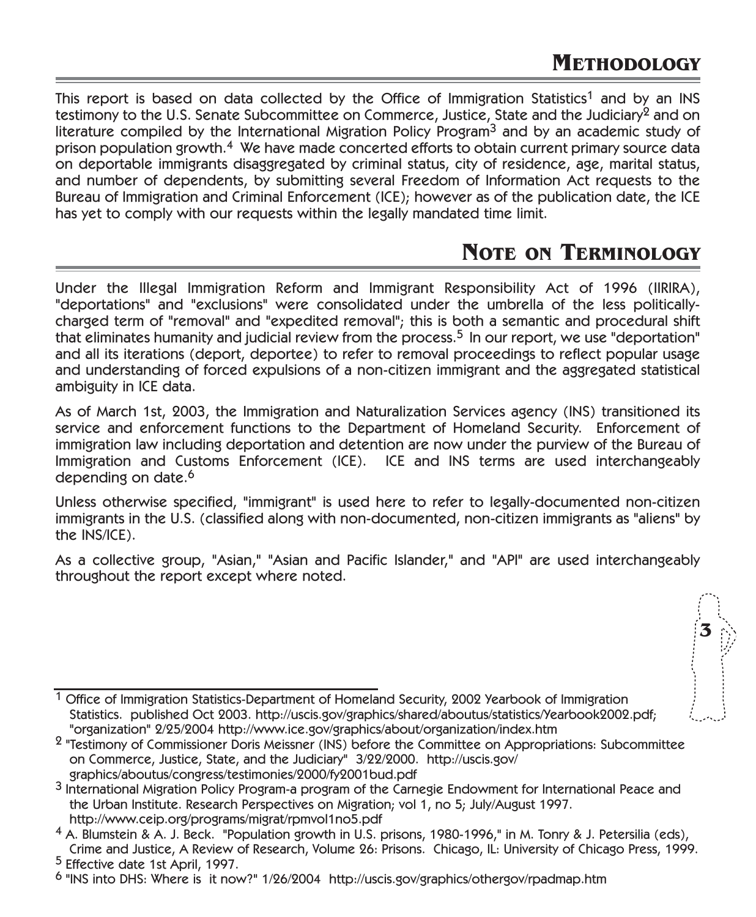## METHODOLOGY

This report is based on data collected by the Office of Immigration Statistics[1] and by an INS testimony to the U.S. Senate Subcommittee on Commerce, Justice, State and the Judiciary[2] and on literature compiled by the International Migration Policy Program[3] and by an academic study of prison population growth.[4] We have made concerted efforts to obtain current primary source data on deportable immigrants disaggregated by criminal status, city of residence, age, marital status, and number of dependents, by submitting several Freedom of Information Act requests to the Bureau of Immigration and Criminal Enforcement (ICE); however as of the publication date, the ICE has yet to comply with our requests within the legally mandated time limit.

## NOTE ON TERMINOLOGY

Under the Illegal Immigration Reform and Immigrant Responsibility Act of 1996 (IIRIRA), "deportations" and "exclusions" were consolidated under the umbrella of the less politically-charged term of "removal" and "expedited removal"; this is both a semantic and procedural shift that eliminates humanity and judicial review from the process.[5] In our report, we use "deportation" and all its iterations (deport, deportee) to refer to removal proceedings to reflect popular usage and understanding of forced expulsions of a non-citizen immigrant and the aggregated statistical ambiguity in ICE data.

As of March 1st, 2003, the Immigration and Naturalization Services agency (INS) transitioned its service and enforcement functions to the Department of Homeland Security. Enforcement of immigration law including deportation and detention are now under the purview of the Bureau of Immigration and Customs Enforcement (ICE). ICE and INS terms are used interchangeably depending on date.[6]

Unless otherwise specified, "immigrant" is used here to refer to legally-documented non-citizen immigrants in the U.S. (classified along with non-documented, non-citizen immigrants as "aliens" by the INS/ICE).

As a collective group, "Asian," "Asian and Pacific Islander," and "API" are used interchangeably throughout the report except where noted.

---

[1] Office of Immigration Statistics-Department of Homeland Security, 2002 Yearbook of Immigration Statistics. published Oct 2003. http://uscis.gov/graphics/shared/aboutus/statistics/Yearbook2002.pdf; "organization" 2/25/2004 http://www.ice.gov/graphics/about/organization/index.htm

[2] "Testimony of Commissioner Doris Meissner (INS) before the Committee on Appropriations: Subcommittee on Commerce, Justice, State, and the Judiciary" 3/22/2000. http://uscis.gov/graphics/aboutus/congress/testimonies/2000/fy2001bud.pdf

[3] International Migration Policy Program-a program of the Carnegie Endowment for International Peace and the Urban Institute. Research Perspectives on Migration; vol 1, no 5; July/August 1997. http://www.ceip.org/programs/migrat/rpmvol1no5.pdf

[4] A. Blumstein & A. J. Beck. "Population growth in U.S. prisons, 1980-1996," in M. Tonry & J. Petersilia (eds), Crime and Justice, A Review of Research, Volume 26: Prisons. Chicago, IL: University of Chicago Press, 1999.

[5] Effective date 1st April, 1997.

[6] "INS into DHS: Where is it now?" 1/26/2004 http://uscis.gov/graphics/othergov/rpadmap.htm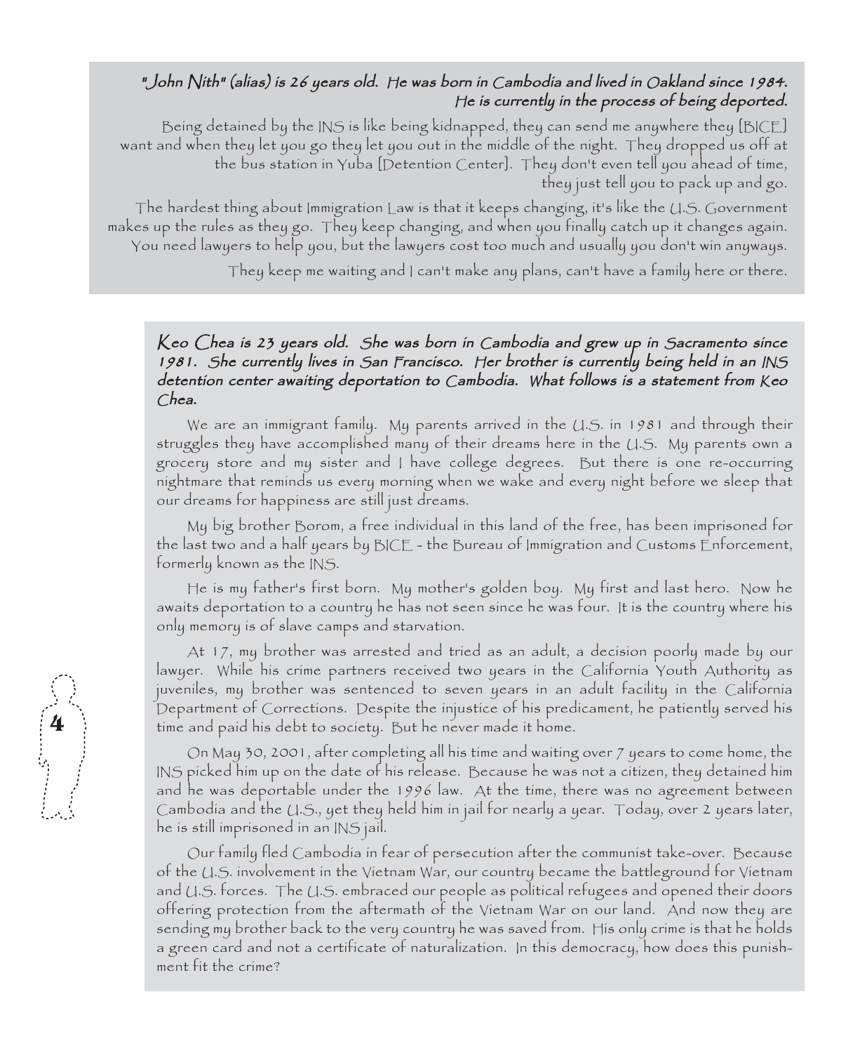***"John Nith" (alias) is 26 years old. He was born in Cambodia and lived in Oakland since 1984. He is currently in the process of being deported.***

Being detained by the INS is like being kidnapped, they can send me anywhere they [BICE] want and when they let you go they let you out in the middle of the night. They dropped us off at the bus station in Yuba [Detention Center]. They don't even tell you ahead of time, they just tell you to pack up and go.

The hardest thing about Immigration Law is that it keeps changing, it's like the U.S. Government makes up the rules as they go. They keep changing, and when you finally catch up it changes again. You need lawyers to help you, but the lawyers cost too much and usually you don't win anyways.

They keep me waiting and I can't make any plans, can't have a family here or there.

***Keo Chea is 23 years old. She was born in Cambodia and grew up in Sacramento since 1981. She currently lives in San Francisco. Her brother is currently being held in an INS detention center awaiting deportation to Cambodia. What follows is a statement from Keo Chea.***

We are an immigrant family. My parents arrived in the U.S. in 1981 and through their struggles they have accomplished many of their dreams here in the U.S. My parents own a grocery store and my sister and I have college degrees. But there is one re-occurring nightmare that reminds us every morning when we wake and every night before we sleep that our dreams for happiness are still just dreams.

My big brother Borom, a free individual in this land of the free, has been imprisoned for the last two and a half years by BICE - the Bureau of Immigration and Customs Enforcement, formerly known as the INS.

He is my father's first born. My mother's golden boy. My first and last hero. Now he awaits deportation to a country he has not seen since he was four. It is the country where his only memory is of slave camps and starvation.

At 17, my brother was arrested and tried as an adult, a decision poorly made by our lawyer. While his crime partners received two years in the California Youth Authority as juveniles, my brother was sentenced to seven years in an adult facility in the California Department of Corrections. Despite the injustice of his predicament, he patiently served his time and paid his debt to society. But he never made it home.

On May 30, 2001, after completing all his time and waiting over 7 years to come home, the INS picked him up on the date of his release. Because he was not a citizen, they detained him and he was deportable under the 1996 law. At the time, there was no agreement between Cambodia and the U.S., yet they held him in jail for nearly a year. Today, over 2 years later, he is still imprisoned in an INS jail.

Our family fled Cambodia in fear of persecution after the communist take-over. Because of the U.S. involvement in the Vietnam War, our country became the battleground for Vietnam and U.S. forces. The U.S. embraced our people as political refugees and opened their doors offering protection from the aftermath of the Vietnam War on our land. And now they are sending my brother back to the very country he was saved from. His only crime is that he holds a green card and not a certificate of naturalization. In this democracy, how does this punishment fit the crime?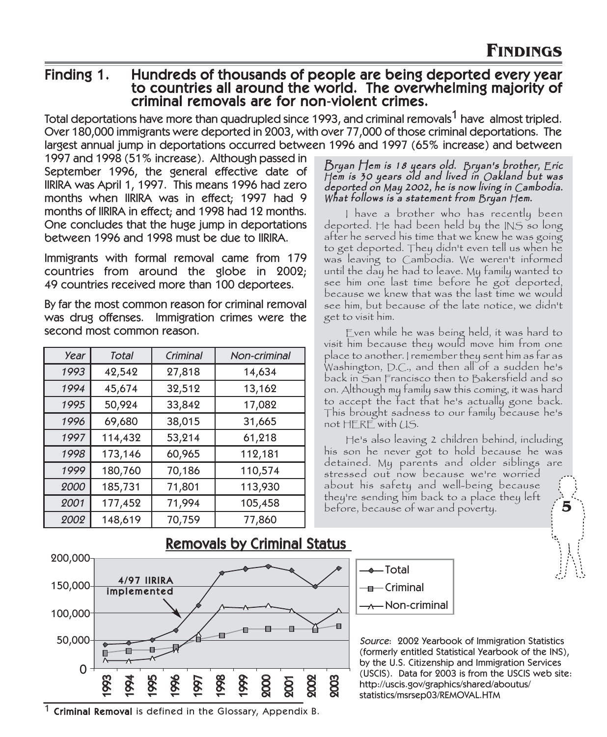# FINDINGS

## Finding 1. Hundreds of thousands of people are being deported every year to countries all around the world. The overwhelming majority of criminal removals are for non-violent crimes.

Total deportations have more than quadrupled since 1993, and criminal removals[1] have almost tripled. Over 180,000 immigrants were deported in 2003, with over 77,000 of those criminal deportations. The largest annual jump in deportations occurred between 1996 and 1997 (65% increase) and between 1997 and 1998 (51% increase). Although passed in September 1996, the general effective date of IIRIRA was April 1, 1997. This means 1996 had zero months when IIRIRA was in effect; 1997 had 9 months of IIRIRA in effect; and 1998 had 12 months. One concludes that the huge jump in deportations between 1996 and 1998 must be due to IIRIRA.

Immigrants with formal removal came from 179 countries from around the globe in 2002; 49 countries received more than 100 deportees.

By far the most common reason for criminal removal was drug offenses. Immigration crimes were the second most common reason.

| *Year* | *Total* | *Criminal* | *Non-criminal* |
|---|---|---|---|
| *1993* | 42,542 | 27,818 | 14,634 |
| *1994* | 45,674 | 32,512 | 13,162 |
| *1995* | 50,924 | 33,842 | 17,082 |
| *1996* | 69,680 | 38,015 | 31,665 |
| *1997* | 114,432 | 53,214 | 61,218 |
| *1998* | 173,146 | 60,965 | 112,181 |
| *1999* | 180,760 | 70,186 | 110,574 |
| *2000* | 185,731 | 71,801 | 113,930 |
| *2001* | 177,452 | 71,994 | 105,458 |
| *2002* | 148,619 | 70,759 | 77,860 |

*Bryan Hem is 18 years old. Bryan's brother, Eric Hem is 30 years old and lived in Oakland but was deported on May 2002, he is now living in Cambodia. What follows is a statement from Bryan Hem.*

I have a brother who has recently been deported. He had been held by the INS so long after he served his time that we knew he was going to get deported. They didn't even tell us when he was leaving to Cambodia. We weren't informed until the day he had to leave. My family wanted to see him one last time before he got deported, because we knew that was the last time we would see him, but because of the late notice, we didn't get to visit him.

Even while he was being held, it was hard to visit him because they would move him from one place to another. I remember they sent him as far as Washington, D.C., and then all of a sudden he's back in San Francisco then to Bakersfield and so on. Although my family saw this coming, it was hard to accept the fact that he's actually gone back. This brought sadness to our family because he's not HERE with US.

He's also leaving 2 children behind, including his son he never got to hold because he was detained. My parents and older siblings are stressed out now because we're worried about his safety and well-being because they're sending him back to a place they left before, because of war and poverty.

**Removals by Criminal Status**

*Source*: 2002 Yearbook of Immigration Statistics (formerly entitled Statistical Yearbook of the INS), by the U.S. Citizenship and Immigration Services (USCIS). Data for 2003 is from the USCIS web site: http://uscis.gov/graphics/shared/aboutus/statistics/msrsep03/REMOVAL.HTM

[1] **Criminal Removal** is defined in the Glossary, Appendix B.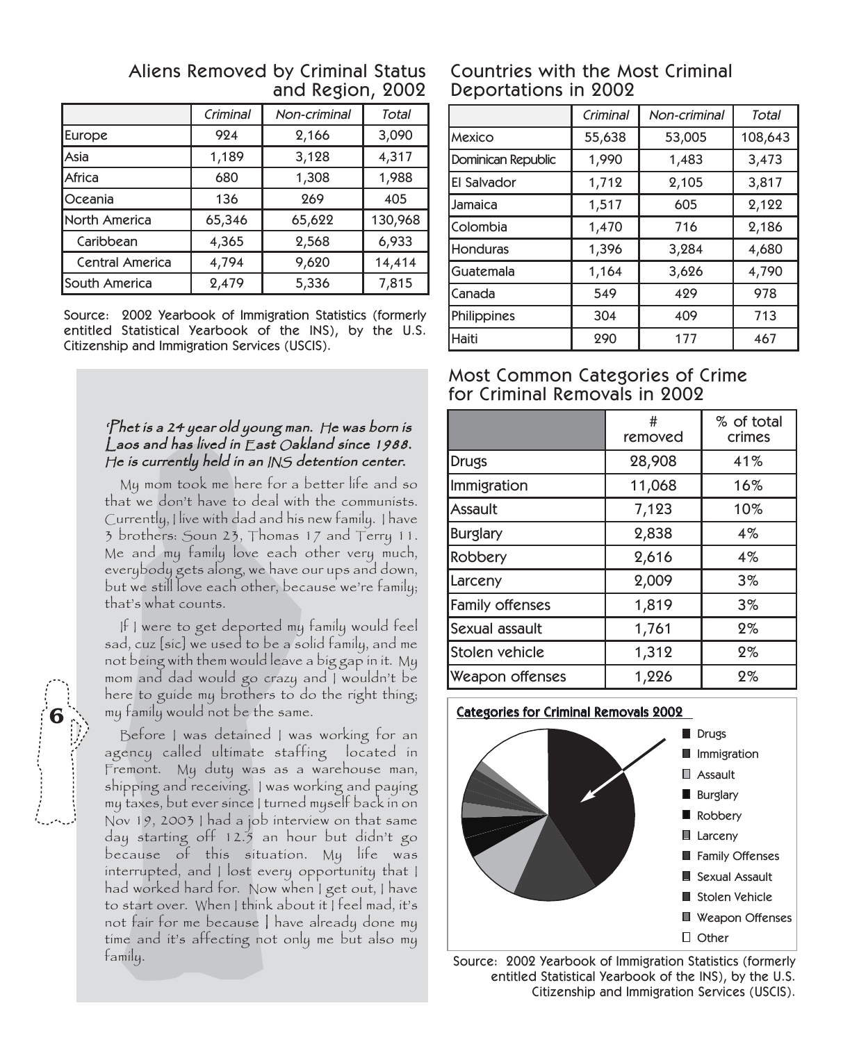## Aliens Removed by Criminal Status and Region, 2002

| | Criminal | Non-criminal | Total |
|---|---|---|---|
| Europe | 924 | 2,166 | 3,090 |
| Asia | 1,189 | 3,128 | 4,317 |
| Africa | 680 | 1,308 | 1,988 |
| Oceania | 136 | 269 | 405 |
| North America | 65,346 | 65,622 | 130,968 |
| Caribbean | 4,365 | 2,568 | 6,933 |
| Central America | 4,794 | 9,620 | 14,414 |
| South America | 2,479 | 5,336 | 7,815 |

Source: 2002 Yearbook of Immigration Statistics (formerly entitled Statistical Yearbook of the INS), by the U.S. Citizenship and Immigration Services (USCIS).

*Phet is a 24 year old young man. He was born is Laos and has lived in East Oakland since 1988. He is currently held in an INS detention center.*

My mom took me here for a better life and so that we don't have to deal with the communists. Currently, I live with dad and his new family. I have 3 brothers: Soun 23, Thomas 17 and Terry 11. Me and my family love each other very much, everybody gets along, we have our ups and down, but we still love each other, because we're family; that's what counts.

If I were to get deported my family would feel sad, cuz [sic] we used to be a solid family, and me not being with them would leave a big gap in it. My mom and dad would go crazy and I wouldn't be here to guide my brothers to do the right thing; my family would not be the same.

Before I was detained I was working for an agency called ultimate staffing located in Fremont. My duty was as a warehouse man, shipping and receiving. I was working and paying my taxes, but ever since I turned myself back in on Nov 19, 2003 I had a job interview on that same day starting off 12.5 an hour but didn't go because of this situation. My life was interrupted, and I lost every opportunity that I had worked hard for. Now when I get out, I have to start over. When I think about it I feel mad, it's not fair for me because I have already done my time and it's affecting not only me but also my family.

## Countries with the Most Criminal Deportations in 2002

| | Criminal | Non-criminal | Total |
|---|---|---|---|
| Mexico | 55,638 | 53,005 | 108,643 |
| Dominican Republic | 1,990 | 1,483 | 3,473 |
| El Salvador | 1,712 | 2,105 | 3,817 |
| Jamaica | 1,517 | 605 | 2,122 |
| Colombia | 1,470 | 716 | 2,186 |
| Honduras | 1,396 | 3,284 | 4,680 |
| Guatemala | 1,164 | 3,626 | 4,790 |
| Canada | 549 | 429 | 978 |
| Philippines | 304 | 409 | 713 |
| Haiti | 290 | 177 | 467 |

## Most Common Categories of Crime for Criminal Removals in 2002

| | # removed | % of total crimes |
|---|---|---|
| Drugs | 28,908 | 41% |
| Immigration | 11,068 | 16% |
| Assault | 7,123 | 10% |
| Burglary | 2,838 | 4% |
| Robbery | 2,616 | 4% |
| Larceny | 2,009 | 3% |
| Family offenses | 1,819 | 3% |
| Sexual assault | 1,761 | 2% |
| Stolen vehicle | 1,312 | 2% |
| Weapon offenses | 1,226 | 2% |

**Categories for Criminal Removals 2002**

- Drugs
- Immigration
- Assault
- Burglary
- Robbery
- Larceny
- Family Offenses
- Sexual Assault
- Stolen Vehicle
- Weapon Offenses
- Other

Source: 2002 Yearbook of Immigration Statistics (formerly entitled Statistical Yearbook of the INS), by the U.S. Citizenship and Immigration Services (USCIS).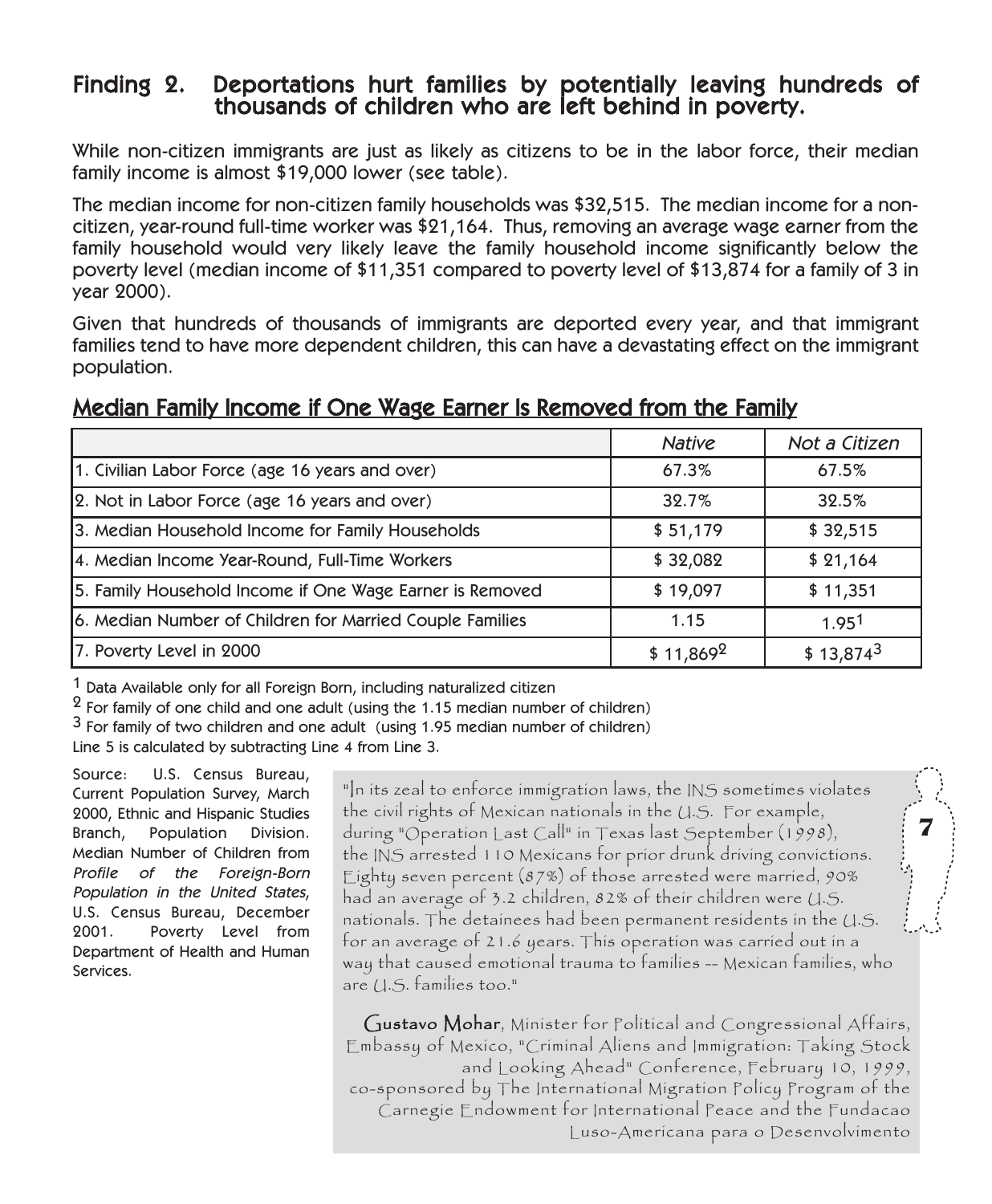## Finding 2. Deportations hurt families by potentially leaving hundreds of thousands of children who are left behind in poverty.

While non-citizen immigrants are just as likely as citizens to be in the labor force, their median family income is almost $19,000 lower (see table).

The median income for non-citizen family households was $32,515. The median income for a non-citizen, year-round full-time worker was $21,164. Thus, removing an average wage earner from the family household would very likely leave the family household income significantly below the poverty level (median income of $11,351 compared to poverty level of $13,874 for a family of 3 in year 2000).

Given that hundreds of thousands of immigrants are deported every year, and that immigrant families tend to have more dependent children, this can have a devastating effect on the immigrant population.

### Median Family Income if One Wage Earner Is Removed from the Family

| | *Native* | *Not a Citizen* |
|---|---|---|
| 1. Civilian Labor Force (age 16 years and over) | 67.3% | 67.5% |
| 2. Not in Labor Force (age 16 years and over) | 32.7% | 32.5% |
| 3. Median Household Income for Family Households | $ 51,179 | $ 32,515 |
| 4. Median Income Year-Round, Full-Time Workers | $ 32,082 | $ 21,164 |
| 5. Family Household Income if One Wage Earner is Removed | $ 19,097 | $ 11,351 |
| 6. Median Number of Children for Married Couple Families | 1.15 | 1.95[1] |
| 7. Poverty Level in 2000 | $ 11,869[2] | $ 13,874[3] |

[1] Data Available only for all Foreign Born, including naturalized citizen

[2] For family of one child and one adult (using the 1.15 median number of children)

[3] For family of two children and one adult (using 1.95 median number of children)

Line 5 is calculated by subtracting Line 4 from Line 3.

Source: U.S. Census Bureau, Current Population Survey, March 2000, Ethnic and Hispanic Studies Branch, Population Division. Median Number of Children from *Profile of the Foreign-Born Population in the United States*, U.S. Census Bureau, December 2001. Poverty Level from Department of Health and Human Services.

"In its zeal to enforce immigration laws, the INS sometimes violates the civil rights of Mexican nationals in the U.S. For example, during "Operation Last Call" in Texas last September (1998), the INS arrested 110 Mexicans for prior drunk driving convictions. Eighty seven percent (87%) of those arrested were married, 90% had an average of 3.2 children, 82% of their children were U.S. nationals. The detainees had been permanent residents in the U.S. for an average of 21.6 years. This operation was carried out in a way that caused emotional trauma to families -- Mexican families, who are U.S. families too."

**Gustavo Mohar**, Minister for Political and Congressional Affairs, Embassy of Mexico, "Criminal Aliens and Immigration: Taking Stock and Looking Ahead" Conference, February 10, 1999, co-sponsored by The International Migration Policy Program of the Carnegie Endowment for International Peace and the Fundacao Luso-Americana para o Desenvolvimento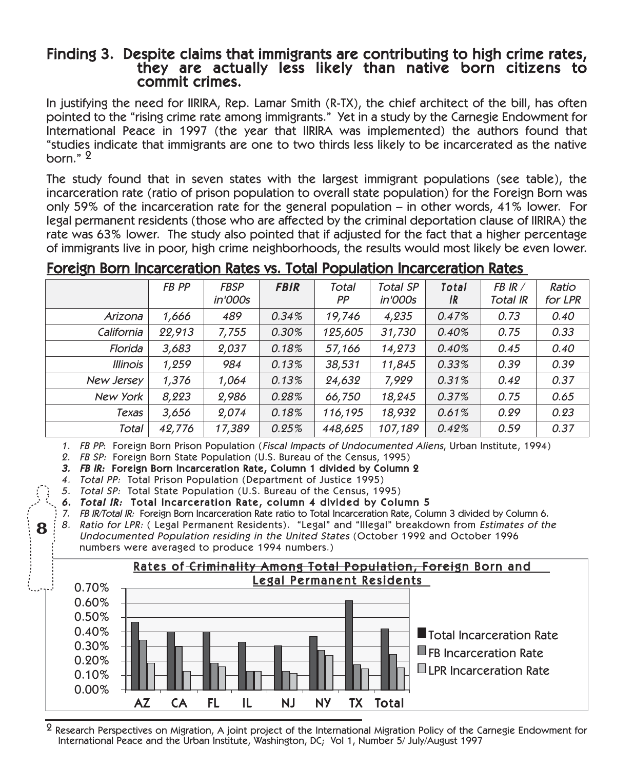## Finding 3. Despite claims that immigrants are contributing to high crime rates, they are actually less likely than native born citizens to commit crimes.

In justifying the need for IIRIRA, Rep. Lamar Smith (R-TX), the chief architect of the bill, has often pointed to the "rising crime rate among immigrants." Yet in a study by the Carnegie Endowment for International Peace in 1997 (the year that IIRIRA was implemented) the authors found that "studies indicate that immigrants are one to two thirds less likely to be incarcerated as the native born." [2]

The study found that in seven states with the largest immigrant populations (see table), the incarceration rate (ratio of prison population to overall state population) for the Foreign Born was only 59% of the incarceration rate for the general population – in other words, 41% lower. For legal permanent residents (those who are affected by the criminal deportation clause of IIRIRA) the rate was 63% lower. The study also pointed that if adjusted for the fact that a higher percentage of immigrants live in poor, high crime neighborhoods, the results would most likely be even lower.

### Foreign Born Incarceration Rates vs. Total Population Incarceration Rates

| | *FB PP* | *FBSP in'000s* | ***FBIR*** | *Total PP* | *Total SP in'000s* | ***Total IR*** | *FB IR / Total IR* | *Ratio for LPR* |
|---|---|---|---|---|---|---|---|---|
| *Arizona* | 1,666 | 489 | 0.34% | 19,746 | 4,235 | 0.47% | 0.73 | 0.40 |
| *California* | 22,913 | 7,755 | 0.30% | 125,605 | 31,730 | 0.40% | 0.75 | 0.33 |
| *Florida* | 3,683 | 2,037 | 0.18% | 57,166 | 14,273 | 0.40% | 0.45 | 0.40 |
| *Illinois* | 1,259 | 984 | 0.13% | 38,531 | 11,845 | 0.33% | 0.39 | 0.39 |
| *New Jersey* | 1,376 | 1,064 | 0.13% | 24,632 | 7,929 | 0.31% | 0.42 | 0.37 |
| *New York* | 8,223 | 2,986 | 0.28% | 66,750 | 18,245 | 0.37% | 0.75 | 0.65 |
| *Texas* | 3,656 | 2,074 | 0.18% | 116,195 | 18,932 | 0.61% | 0.29 | 0.23 |
| *Total* | 42,776 | 17,389 | 0.25% | 448,625 | 107,189 | 0.42% | 0.59 | 0.37 |

1. *FB PP*: Foreign Born Prison Population (*Fiscal Impacts of Undocumented Aliens*, Urban Institute, 1994)
2. *FB SP:* Foreign Born State Population (U.S. Bureau of the Census, 1995)
3. ***FB IR:* Foreign Born Incarceration Rate, Column 1 divided by Column 2**
4. *Total PP:* Total Prison Population (Department of Justice 1995)
5. *Total SP:* Total State Population (U.S. Bureau of the Census, 1995)
6. ***Total IR:* Total Incarceration Rate, column 4 divided by Column 5**
7. *FB IR/Total IR:* Foreign Born Incarceration Rate ratio to Total Incarceration Rate, Column 3 divided by Column 6.
8. *Ratio for LPR:* ( Legal Permanent Residents). "Legal" and "Illegal" breakdown from *Estimates of the Undocumented Population residing in the United States* (October 1992 and October 1996 numbers were averaged to produce 1994 numbers.)

**Rates of Criminality Among Total Population, Foreign Born and Legal Permanent Residents**

[2] Research Perspectives on Migration, A joint project of the International Migration Policy of the Carnegie Endowment for International Peace and the Urban Institute, Washington, DC; Vol 1, Number 5/ July/August 1997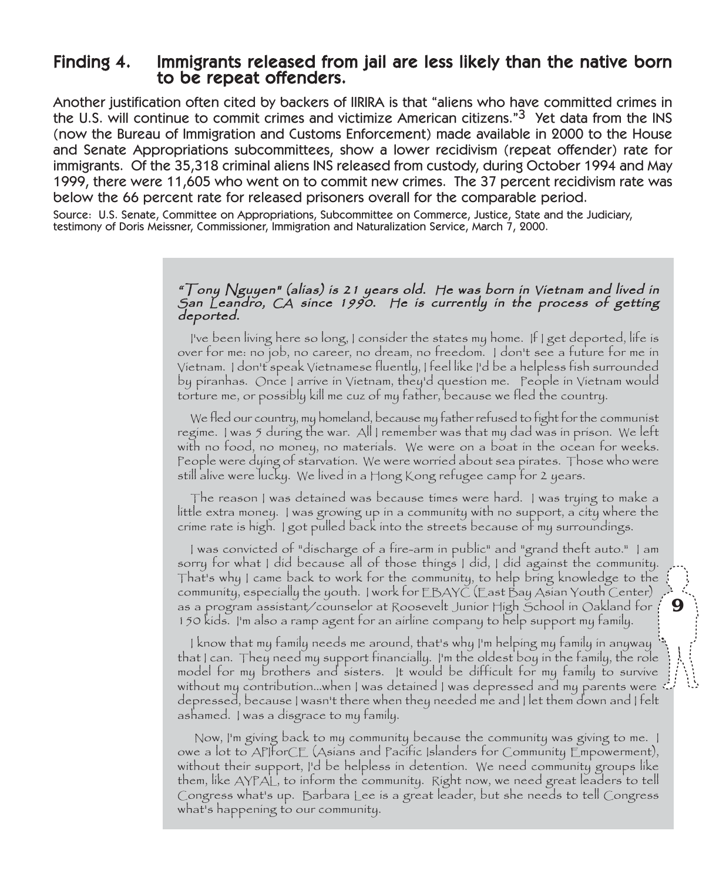## Finding 4. Immigrants released from jail are less likely than the native born to be repeat offenders.

Another justification often cited by backers of IIRIRA is that "aliens who have committed crimes in the U.S. will continue to commit crimes and victimize American citizens."[3] Yet data from the INS (now the Bureau of Immigration and Customs Enforcement) made available in 2000 to the House and Senate Appropriations subcommittees, show a lower recidivism (repeat offender) rate for immigrants. Of the 35,318 criminal aliens INS released from custody, during October 1994 and May 1999, there were 11,605 who went on to commit new crimes. The 37 percent recidivism rate was below the 66 percent rate for released prisoners overall for the comparable period.

Source: U.S. Senate, Committee on Appropriations, Subcommittee on Commerce, Justice, State and the Judiciary, testimony of Doris Meissner, Commissioner, Immigration and Naturalization Service, March 7, 2000.

***"Tony Nguyen" (alias) is 21 years old. He was born in Vietnam and lived in San Leandro, CA since 1990. He is currently in the process of getting deported.***

I've been living here so long, I consider the states my home. If I get deported, life is over for me: no job, no career, no dream, no freedom. I don't see a future for me in Vietnam. I don't speak Vietnamese fluently, I feel like I'd be a helpless fish surrounded by piranhas. Once I arrive in Vietnam, they'd question me. People in Vietnam would torture me, or possibly kill me cuz of my father, because we fled the country.

We fled our country, my homeland, because my father refused to fight for the communist regime. I was 5 during the war. All I remember was that my dad was in prison. We left with no food, no money, no materials. We were on a boat in the ocean for weeks. People were dying of starvation. We were worried about sea pirates. Those who were still alive were lucky. We lived in a Hong Kong refugee camp for 2 years.

The reason I was detained was because times were hard. I was trying to make a little extra money. I was growing up in a community with no support, a city where the crime rate is high. I got pulled back into the streets because of my surroundings.

I was convicted of "discharge of a fire-arm in public" and "grand theft auto." I am sorry for what I did because all of those things I did, I did against the community. That's why I came back to work for the community, to help bring knowledge to the community, especially the youth. I work for EBAYC (East Bay Asian Youth Center) as a program assistant/counselor at Roosevelt Junior High School in Oakland for 150 kids. I'm also a ramp agent for an airline company to help support my family.

I know that my family needs me around, that's why I'm helping my family in anyway that I can. They need my support financially. I'm the oldest boy in the family, the role model for my brothers and sisters. It would be difficult for my family to survive without my contribution...when I was detained I was depressed and my parents were depressed, because I wasn't there when they needed me and I let them down and I felt ashamed. I was a disgrace to my family.

Now, I'm giving back to my community because the community was giving to me. I owe a lot to APIforCE (Asians and Pacific Islanders for Community Empowerment), without their support, I'd be helpless in detention. We need community groups like them, like AYPAL, to inform the community. Right now, we need great leaders to tell Congress what's up. Barbara Lee is a great leader, but she needs to tell Congress what's happening to our community.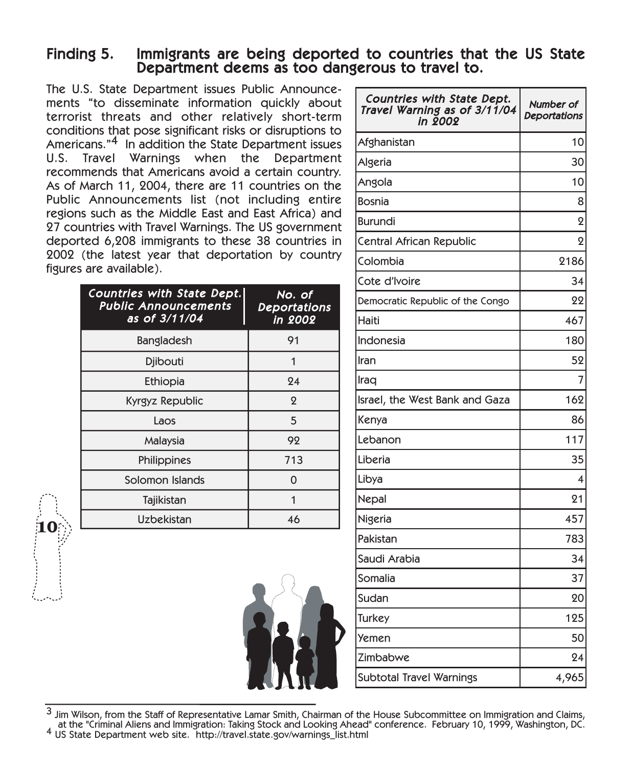## Finding 5. Immigrants are being deported to countries that the US State Department deems as too dangerous to travel to.

The U.S. State Department issues Public Announcements "to disseminate information quickly about terrorist threats and other relatively short-term conditions that pose significant risks or disruptions to Americans."[4] In addition the State Department issues U.S. Travel Warnings when the Department recommends that Americans avoid a certain country. As of March 11, 2004, there are 11 countries on the Public Announcements list (not including entire regions such as the Middle East and East Africa) and 27 countries with Travel Warnings. The US government deported 6,208 immigrants to these 38 countries in 2002 (the latest year that deportation by country figures are available).

| Countries with State Dept. Public Announcements as of 3/11/04 | No. of Deportations in 2002 |
|---|---|
| Bangladesh | 91 |
| Djibouti | 1 |
| Ethiopia | 24 |
| Kyrgyz Republic | 2 |
| Laos | 5 |
| Malaysia | 92 |
| Philippines | 713 |
| Solomon Islands | 0 |
| Tajikistan | 1 |
| Uzbekistan | 46 |

| Countries with State Dept. Travel Warning as of 3/11/04 in 2002 | Number of Deportations |
|---|---|
| Afghanistan | 10 |
| Algeria | 30 |
| Angola | 10 |
| Bosnia | 8 |
| Burundi | 2 |
| Central African Republic | 2 |
| Colombia | 2186 |
| Cote d'Ivoire | 34 |
| Democratic Republic of the Congo | 22 |
| Haiti | 467 |
| Indonesia | 180 |
| Iran | 52 |
| Iraq | 7 |
| Israel, the West Bank and Gaza | 162 |
| Kenya | 86 |
| Lebanon | 117 |
| Liberia | 35 |
| Libya | 4 |
| Nepal | 21 |
| Nigeria | 457 |
| Pakistan | 783 |
| Saudi Arabia | 34 |
| Somalia | 37 |
| Sudan | 20 |
| Turkey | 125 |
| Yemen | 50 |
| Zimbabwe | 24 |
| Subtotal Travel Warnings | 4,965 |

[3] Jim Wilson, from the Staff of Representative Lamar Smith, Chairman of the House Subcommittee on Immigration and Claims, at the "Criminal Aliens and Immigration: Taking Stock and Looking Ahead" conference. February 10, 1999, Washington, DC.

[4] US State Department web site. http://travel.state.gov/warnings_list.html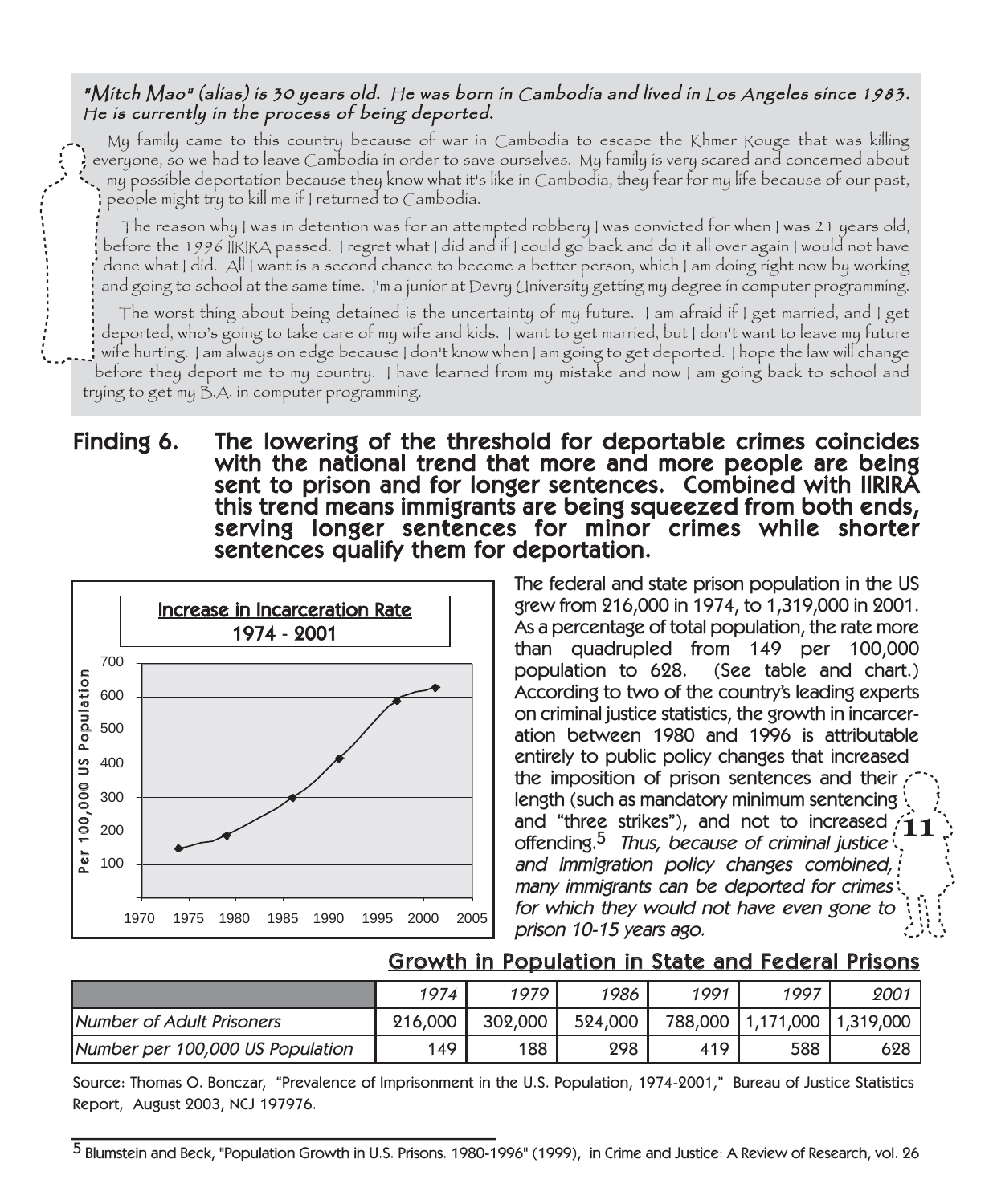*"Mitch Mao" (alias) is 30 years old. He was born in Cambodia and lived in Los Angeles since 1983. He is currently in the process of being deported.*

My family came to this country because of war in Cambodia to escape the Khmer Rouge that was killing everyone, so we had to leave Cambodia in order to save ourselves. My family is very scared and concerned about my possible deportation because they know what it's like in Cambodia, they fear for my life because of our past, people might try to kill me if I returned to Cambodia.

The reason why I was in detention was for an attempted robbery I was convicted for when I was 21 years old, before the 1996 IIRIRA passed. I regret what I did and if I could go back and do it all over again I would not have done what I did. All I want is a second chance to become a better person, which I am doing right now by working and going to school at the same time. I'm a junior at Devry University getting my degree in computer programming.

The worst thing about being detained is the uncertainty of my future. I am afraid if I get married, and I get deported, who's going to take care of my wife and kids. I want to get married, but I don't want to leave my future wife hurting. I am always on edge because I don't know when I am going to get deported. I hope the law will change before they deport me to my country. I have learned from my mistake and now I am going back to school and trying to get my B.A. in computer programming.

## Finding 6. The lowering of the threshold for deportable crimes coincides with the national trend that more and more people are being sent to prison and for longer sentences. Combined with IIRIRA this trend means immigrants are being squeezed from both ends, serving longer sentences for minor crimes while shorter sentences qualify them for deportation.

**Increase in Incarceration Rate 1974 - 2001**

The federal and state prison population in the US grew from 216,000 in 1974, to 1,319,000 in 2001. As a percentage of total population, the rate more than quadrupled from 149 per 100,000 population to 628. (See table and chart.) According to two of the country's leading experts on criminal justice statistics, the growth in incarceration between 1980 and 1996 is attributable entirely to public policy changes that increased the imposition of prison sentences and their length (such as mandatory minimum sentencing and "three strikes"), and not to increased offending.[5] *Thus, because of criminal justice and immigration policy changes combined, many immigrants can be deported for crimes for which they would not have even gone to prison 10-15 years ago.*

**Growth in Population in State and Federal Prisons**

| | *1974* | *1979* | *1986* | *1991* | *1997* | *2001* |
|---|---|---|---|---|---|---|
| *Number of Adult Prisoners* | 216,000 | 302,000 | 524,000 | 788,000 | 1,171,000 | 1,319,000 |
| *Number per 100,000 US Population* | 149 | 188 | 298 | 419 | 588 | 628 |

Source: Thomas O. Bonczar, "Prevalence of Imprisonment in the U.S. Population, 1974-2001," Bureau of Justice Statistics Report, August 2003, NCJ 197976.

[5] Blumstein and Beck, "Population Growth in U.S. Prisons. 1980-1996" (1999), in Crime and Justice: A Review of Research, vol. 26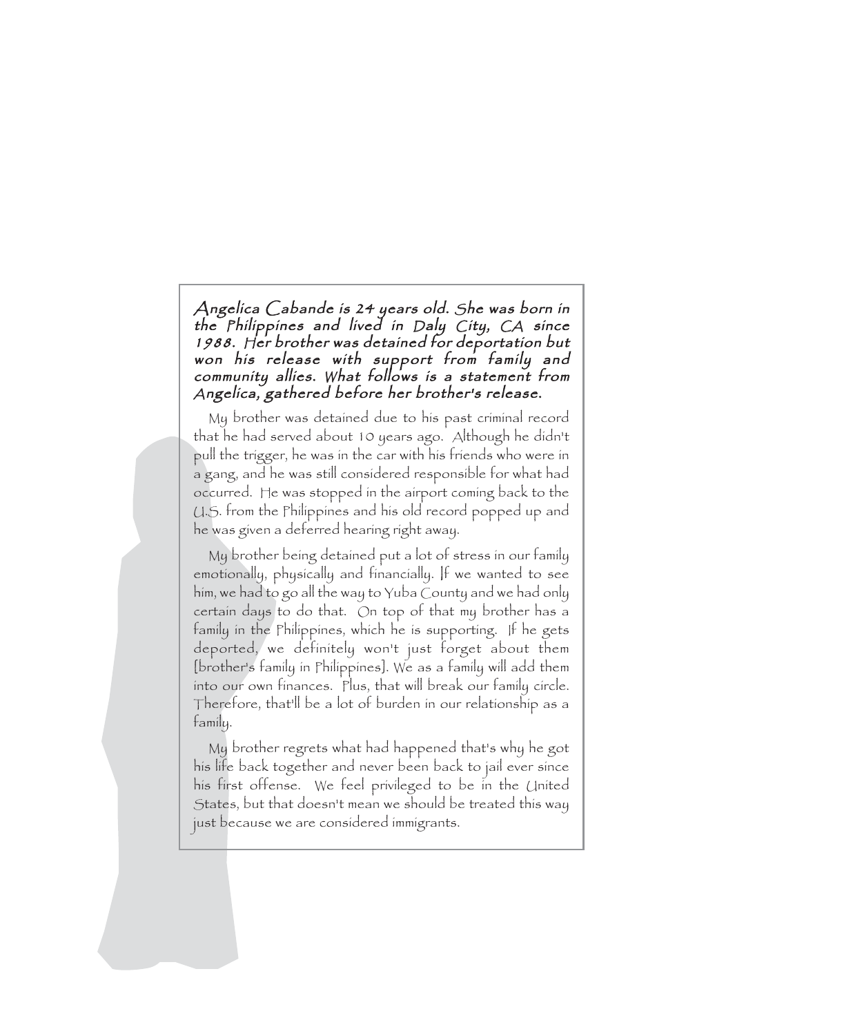*Angelica Cabande is 24 years old. She was born in the Philippines and lived in Daly City, CA since 1988. Her brother was detained for deportation but won his release with support from family and community allies. What follows is a statement from Angelica, gathered before her brother's release.*

My brother was detained due to his past criminal record that he had served about 10 years ago. Although he didn't pull the trigger, he was in the car with his friends who were in a gang, and he was still considered responsible for what had occurred. He was stopped in the airport coming back to the U.S. from the Philippines and his old record popped up and he was given a deferred hearing right away.

My brother being detained put a lot of stress in our family emotionally, physically and financially. If we wanted to see him, we had to go all the way to Yuba County and we had only certain days to do that. On top of that my brother has a family in the Philippines, which he is supporting. If he gets deported, we definitely won't just forget about them [brother's family in Philippines]. We as a family will add them into our own finances. Plus, that will break our family circle. Therefore, that'll be a lot of burden in our relationship as a family.

My brother regrets what had happened that's why he got his life back together and never been back to jail ever since his first offense. We feel privileged to be in the United States, but that doesn't mean we should be treated this way just because we are considered immigrants.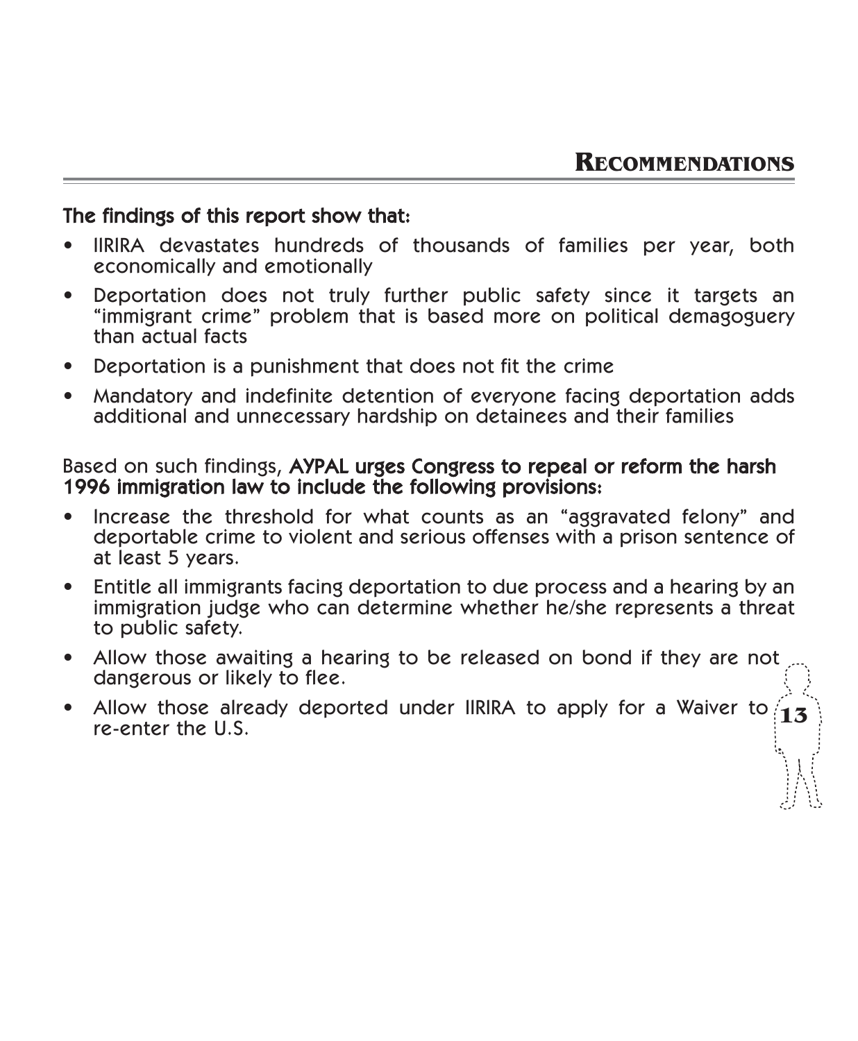## Recommendations

**The findings of this report show that:**

- IIRIRA devastates hundreds of thousands of families per year, both economically and emotionally
- Deportation does not truly further public safety since it targets an "immigrant crime" problem that is based more on political demagoguery than actual facts
- Deportation is a punishment that does not fit the crime
- Mandatory and indefinite detention of everyone facing deportation adds additional and unnecessary hardship on detainees and their families

Based on such findings, **AYPAL urges Congress to repeal or reform the harsh 1996 immigration law to include the following provisions:**

- Increase the threshold for what counts as an "aggravated felony" and deportable crime to violent and serious offenses with a prison sentence of at least 5 years.
- Entitle all immigrants facing deportation to due process and a hearing by an immigration judge who can determine whether he/she represents a threat to public safety.
- Allow those awaiting a hearing to be released on bond if they are not dangerous or likely to flee.
- Allow those already deported under IIRIRA to apply for a Waiver to re-enter the U.S.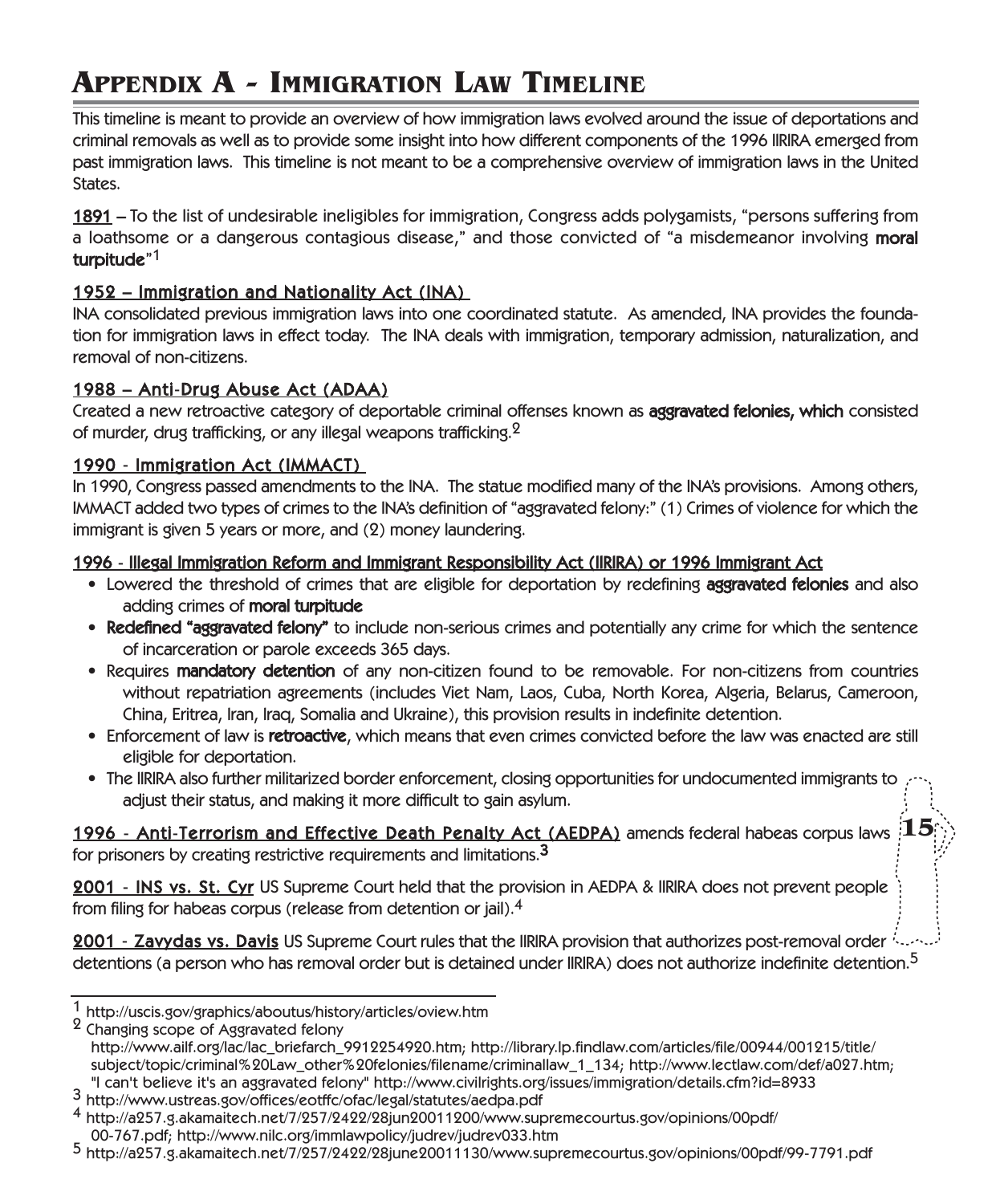# Appendix A - Immigration Law Timeline

This timeline is meant to provide an overview of how immigration laws evolved around the issue of deportations and criminal removals as well as to provide some insight into how different components of the 1996 IIRIRA emerged from past immigration laws. This timeline is not meant to be a comprehensive overview of immigration laws in the United States.

**1891** – To the list of undesirable ineligibles for immigration, Congress adds polygamists, "persons suffering from a loathsome or a dangerous contagious disease," and those convicted of "a misdemeanor involving **moral turpitude**"[1]

**1952 – Immigration and Nationality Act (INA)**

INA consolidated previous immigration laws into one coordinated statute. As amended, INA provides the foundation for immigration laws in effect today. The INA deals with immigration, temporary admission, naturalization, and removal of non-citizens.

**1988 – Anti-Drug Abuse Act (ADAA)**

Created a new retroactive category of deportable criminal offenses known as **aggravated felonies, which** consisted of murder, drug trafficking, or any illegal weapons trafficking.[2]

**1990 - Immigration Act (IMMACT)**

In 1990, Congress passed amendments to the INA. The statue modified many of the INA's provisions. Among others, IMMACT added two types of crimes to the INA's definition of "aggravated felony:" (1) Crimes of violence for which the immigrant is given 5 years or more, and (2) money laundering.

**1996 - Illegal Immigration Reform and Immigrant Responsibility Act (IIRIRA) or 1996 Immigrant Act**

- Lowered the threshold of crimes that are eligible for deportation by redefining **aggravated felonies** and also adding crimes of **moral turpitude**
- **Redefined "aggravated felony"** to include non-serious crimes and potentially any crime for which the sentence of incarceration or parole exceeds 365 days.
- Requires **mandatory detention** of any non-citizen found to be removable. For non-citizens from countries without repatriation agreements (includes Viet Nam, Laos, Cuba, North Korea, Algeria, Belarus, Cameroon, China, Eritrea, Iran, Iraq, Somalia and Ukraine), this provision results in indefinite detention.
- Enforcement of law is **retroactive**, which means that even crimes convicted before the law was enacted are still eligible for deportation.
- The IIRIRA also further militarized border enforcement, closing opportunities for undocumented immigrants to adjust their status, and making it more difficult to gain asylum.

**1996 - Anti-Terrorism and Effective Death Penalty Act (AEDPA)** amends federal habeas corpus laws for prisoners by creating restrictive requirements and limitations.[3]

**2001 - INS vs. St. Cyr** US Supreme Court held that the provision in AEDPA & IIRIRA does not prevent people from filing for habeas corpus (release from detention or jail).[4]

**2001 - Zavydas vs. Davis** US Supreme Court rules that the IIRIRA provision that authorizes post-removal order detentions (a person who has removal order but is detained under IIRIRA) does not authorize indefinite detention.[5]

---

[1] http://uscis.gov/graphics/aboutus/history/articles/oview.htm

[2] Changing scope of Aggravated felony
http://www.ailf.org/lac/lac_briefarch_9912254920.htm; http://library.lp.findlaw.com/articles/file/00944/001215/title/subject/topic/criminal%20Law_other%20felonies/filename/criminallaw_1_134; http://www.lectlaw.com/def/a027.htm; "I can't believe it's an aggravated felony" http://www.civilrights.org/issues/immigration/details.cfm?id=8933

[3] http://www.ustreas.gov/offices/eotffc/ofac/legal/statutes/aedpa.pdf

[4] http://a257.g.akamaitech.net/7/257/2422/28jun20011200/www.supremecourtus.gov/opinions/00pdf/00-767.pdf; http://www.nilc.org/immlawpolicy/judrev/judrev033.htm

[5] http://a257.g.akamaitech.net/7/257/2422/28june20011130/www.supremecourtus.gov/opinions/00pdf/99-7791.pdf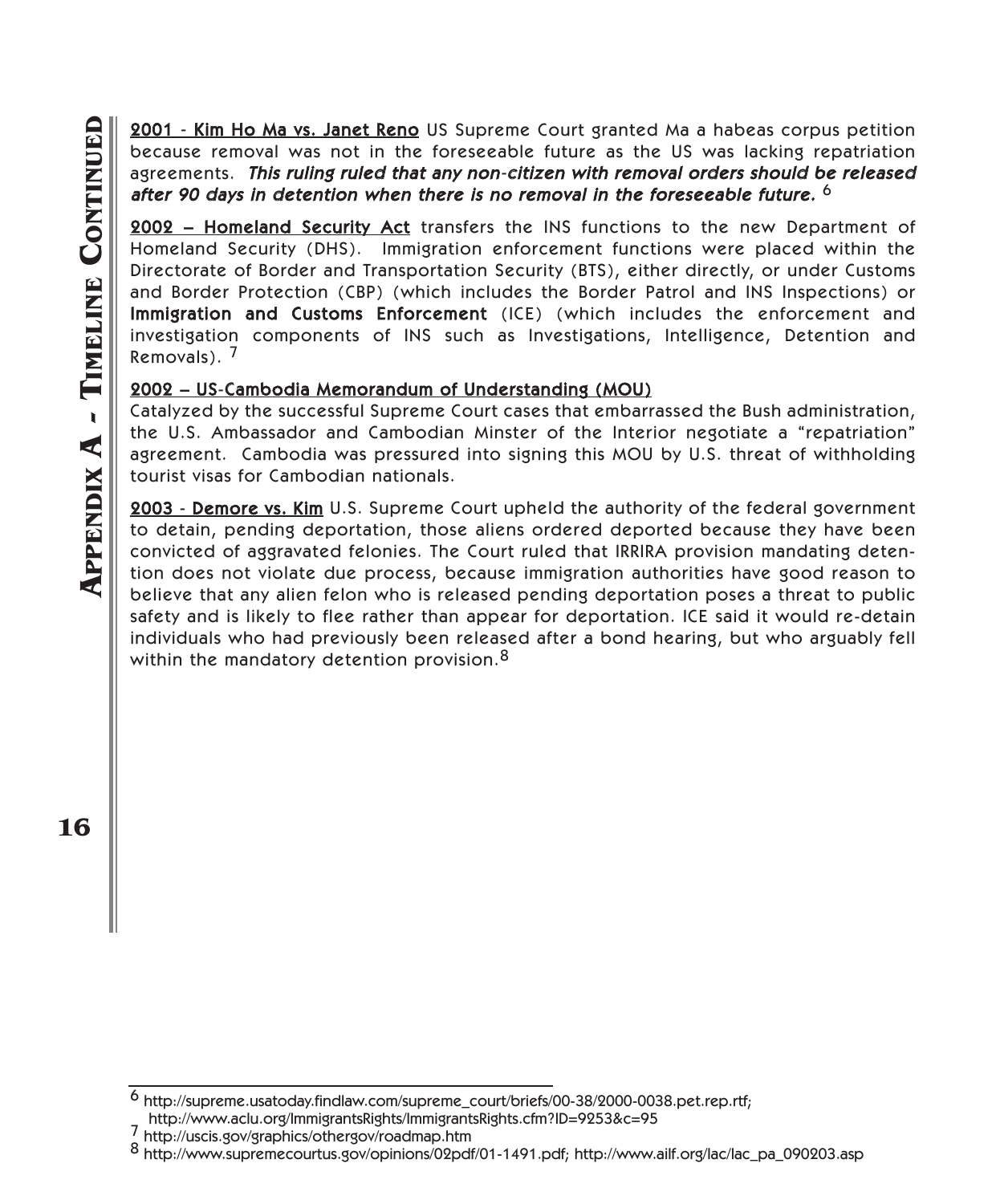**2001 - Kim Ho Ma vs. Janet Reno** US Supreme Court granted Ma a habeas corpus petition because removal was not in the foreseeable future as the US was lacking repatriation agreements. ***This ruling ruled that any non-citizen with removal orders should be released after 90 days in detention when there is no removal in the foreseeable future.*** [6]

**2002 – Homeland Security Act** transfers the INS functions to the new Department of Homeland Security (DHS). Immigration enforcement functions were placed within the Directorate of Border and Transportation Security (BTS), either directly, or under Customs and Border Protection (CBP) (which includes the Border Patrol and INS Inspections) or **Immigration and Customs Enforcement** (ICE) (which includes the enforcement and investigation components of INS such as Investigations, Intelligence, Detention and Removals). [7]

**2002 – US-Cambodia Memorandum of Understanding (MOU)**

Catalyzed by the successful Supreme Court cases that embarrassed the Bush administration, the U.S. Ambassador and Cambodian Minster of the Interior negotiate a "repatriation" agreement. Cambodia was pressured into signing this MOU by U.S. threat of withholding tourist visas for Cambodian nationals.

**2003 - Demore vs. Kim** U.S. Supreme Court upheld the authority of the federal government to detain, pending deportation, those aliens ordered deported because they have been convicted of aggravated felonies. The Court ruled that IRRIRA provision mandating detention does not violate due process, because immigration authorities have good reason to believe that any alien felon who is released pending deportation poses a threat to public safety and is likely to flee rather than appear for deportation. ICE said it would re-detain individuals who had previously been released after a bond hearing, but who arguably fell within the mandatory detention provision.[8]

---

[6] http://supreme.usatoday.findlaw.com/supreme_court/briefs/00-38/2000-0038.pet.rep.rtf; http://www.aclu.org/ImmigrantsRights/ImmigrantsRights.cfm?ID=9253&c=95

[7] http://uscis.gov/graphics/othergov/roadmap.htm

[8] http://www.supremecourtus.gov/opinions/02pdf/01-1491.pdf; http://www.ailf.org/lac/lac_pa_090203.asp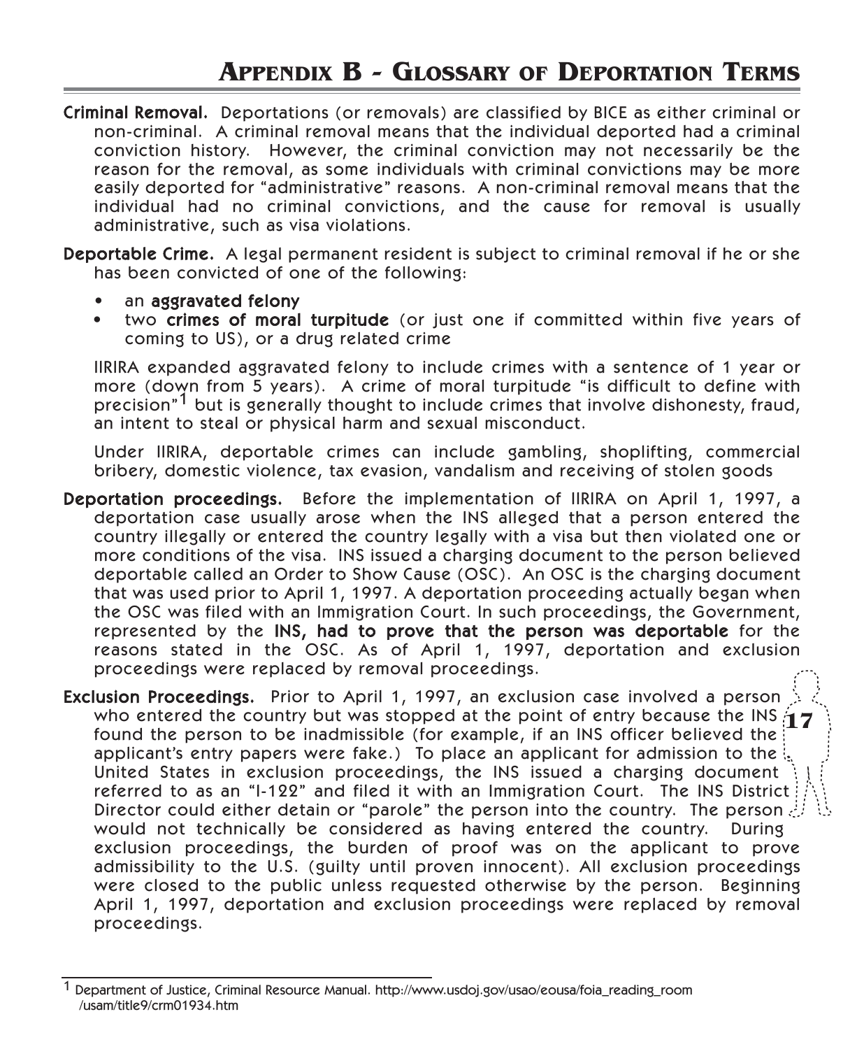# Appendix B - Glossary of Deportation Terms

**Criminal Removal.** Deportations (or removals) are classified by BICE as either criminal or non-criminal. A criminal removal means that the individual deported had a criminal conviction history. However, the criminal conviction may not necessarily be the reason for the removal, as some individuals with criminal convictions may be more easily deported for "administrative" reasons. A non-criminal removal means that the individual had no criminal convictions, and the cause for removal is usually administrative, such as visa violations.

**Deportable Crime.** A legal permanent resident is subject to criminal removal if he or she has been convicted of one of the following:

- an **aggravated felony**
- two **crimes of moral turpitude** (or just one if committed within five years of coming to US), or a drug related crime

IIRIRA expanded aggravated felony to include crimes with a sentence of 1 year or more (down from 5 years). A crime of moral turpitude "is difficult to define with precision"[1] but is generally thought to include crimes that involve dishonesty, fraud, an intent to steal or physical harm and sexual misconduct.

Under IIRIRA, deportable crimes can include gambling, shoplifting, commercial bribery, domestic violence, tax evasion, vandalism and receiving of stolen goods

**Deportation proceedings.** Before the implementation of IIRIRA on April 1, 1997, a deportation case usually arose when the INS alleged that a person entered the country illegally or entered the country legally with a visa but then violated one or more conditions of the visa. INS issued a charging document to the person believed deportable called an Order to Show Cause (OSC). An OSC is the charging document that was used prior to April 1, 1997. A deportation proceeding actually began when the OSC was filed with an Immigration Court. In such proceedings, the Government, represented by the **INS, had to prove that the person was deportable** for the reasons stated in the OSC. As of April 1, 1997, deportation and exclusion proceedings were replaced by removal proceedings.

**Exclusion Proceedings.** Prior to April 1, 1997, an exclusion case involved a person who entered the country but was stopped at the point of entry because the INS found the person to be inadmissible (for example, if an INS officer believed the applicant's entry papers were fake.) To place an applicant for admission to the United States in exclusion proceedings, the INS issued a charging document referred to as an "I-122" and filed it with an Immigration Court. The INS District Director could either detain or "parole" the person into the country. The person would not technically be considered as having entered the country. During exclusion proceedings, the burden of proof was on the applicant to prove admissibility to the U.S. (guilty until proven innocent). All exclusion proceedings were closed to the public unless requested otherwise by the person. Beginning April 1, 1997, deportation and exclusion proceedings were replaced by removal proceedings.

---

[1] Department of Justice, Criminal Resource Manual. http://www.usdoj.gov/usao/eousa/foia_reading_room/usam/title9/crm01934.htm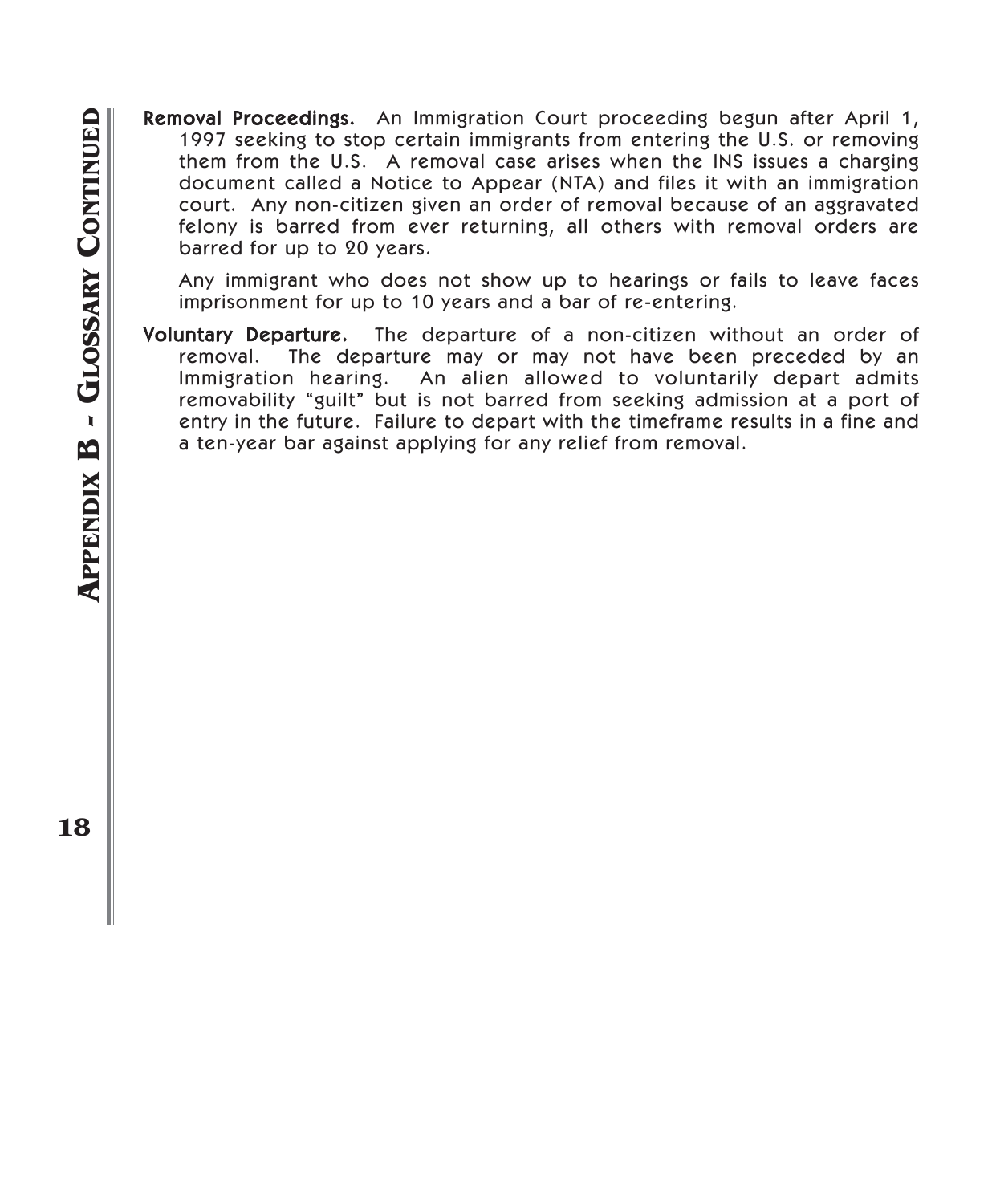**Removal Proceedings.** An Immigration Court proceeding begun after April 1, 1997 seeking to stop certain immigrants from entering the U.S. or removing them from the U.S. A removal case arises when the INS issues a charging document called a Notice to Appear (NTA) and files it with an immigration court. Any non-citizen given an order of removal because of an aggravated felony is barred from ever returning, all others with removal orders are barred for up to 20 years.

Any immigrant who does not show up to hearings or fails to leave faces imprisonment for up to 10 years and a bar of re-entering.

**Voluntary Departure.** The departure of a non-citizen without an order of removal. The departure may or may not have been preceded by an Immigration hearing. An alien allowed to voluntarily depart admits removability "guilt" but is not barred from seeking admission at a port of entry in the future. Failure to depart with the timeframe results in a fine and a ten-year bar against applying for any relief from removal.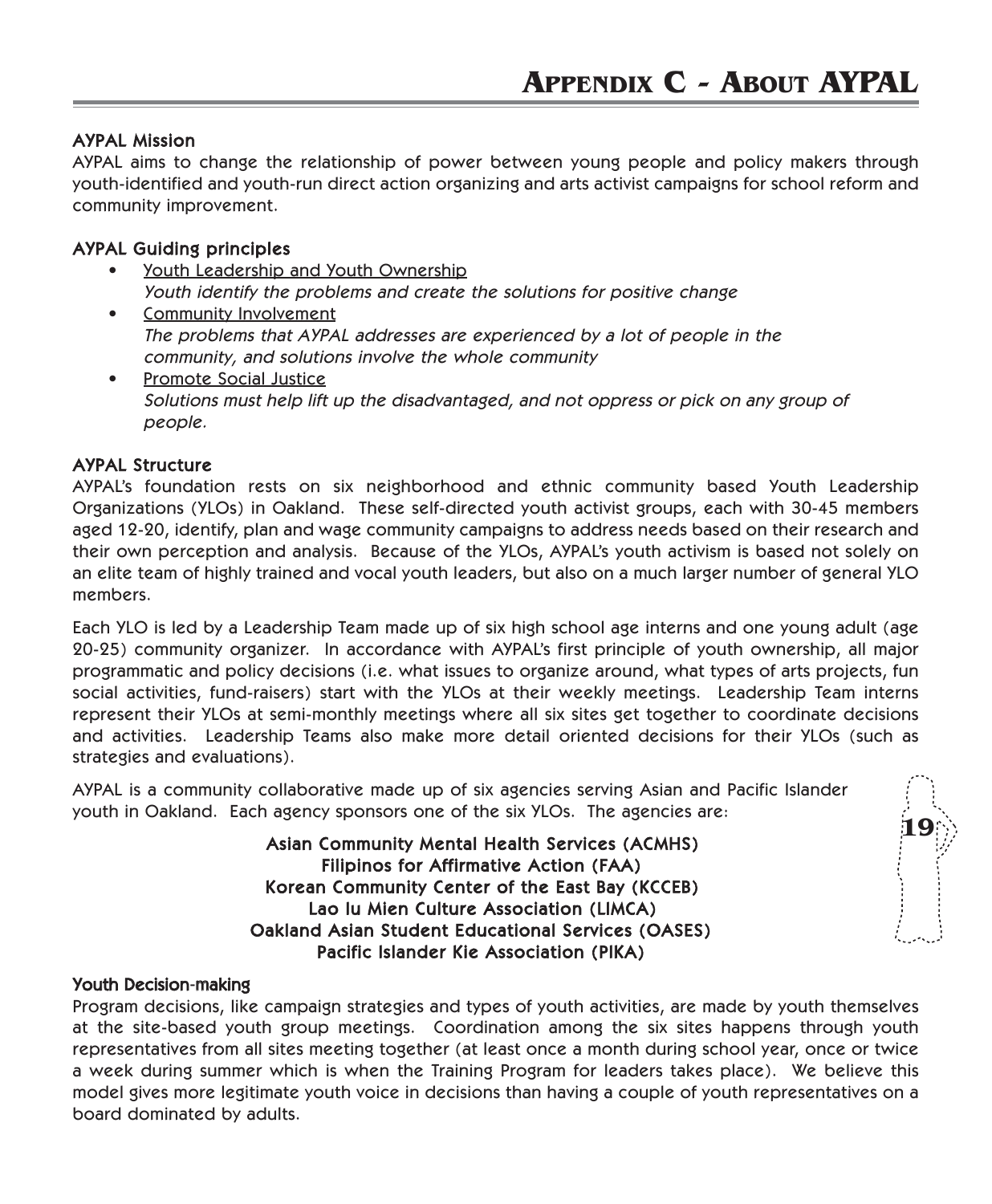# Appendix C - About AYPAL

### AYPAL Mission

AYPAL aims to change the relationship of power between young people and policy makers through youth-identified and youth-run direct action organizing and arts activist campaigns for school reform and community improvement.

### AYPAL Guiding principles

- Youth Leadership and Youth Ownership
  *Youth identify the problems and create the solutions for positive change*
- Community Involvement
  *The problems that AYPAL addresses are experienced by a lot of people in the community, and solutions involve the whole community*
- Promote Social Justice
  *Solutions must help lift up the disadvantaged, and not oppress or pick on any group of people.*

### AYPAL Structure

AYPAL's foundation rests on six neighborhood and ethnic community based Youth Leadership Organizations (YLOs) in Oakland. These self-directed youth activist groups, each with 30-45 members aged 12-20, identify, plan and wage community campaigns to address needs based on their research and their own perception and analysis. Because of the YLOs, AYPAL's youth activism is based not solely on an elite team of highly trained and vocal youth leaders, but also on a much larger number of general YLO members.

Each YLO is led by a Leadership Team made up of six high school age interns and one young adult (age 20-25) community organizer. In accordance with AYPAL's first principle of youth ownership, all major programmatic and policy decisions (i.e. what issues to organize around, what types of arts projects, fun social activities, fund-raisers) start with the YLOs at their weekly meetings. Leadership Team interns represent their YLOs at semi-monthly meetings where all six sites get together to coordinate decisions and activities. Leadership Teams also make more detail oriented decisions for their YLOs (such as strategies and evaluations).

AYPAL is a community collaborative made up of six agencies serving Asian and Pacific Islander youth in Oakland. Each agency sponsors one of the six YLOs. The agencies are:

**Asian Community Mental Health Services (ACMHS)**
**Filipinos for Affirmative Action (FAA)**
**Korean Community Center of the East Bay (KCCEB)**
**Lao Iu Mien Culture Association (LIMCA)**
**Oakland Asian Student Educational Services (OASES)**
**Pacific Islander Kie Association (PIKA)**

### Youth Decision-making

Program decisions, like campaign strategies and types of youth activities, are made by youth themselves at the site-based youth group meetings. Coordination among the six sites happens through youth representatives from all sites meeting together (at least once a month during school year, once or twice a week during summer which is when the Training Program for leaders takes place). We believe this model gives more legitimate youth voice in decisions than having a couple of youth representatives on a board dominated by adults.